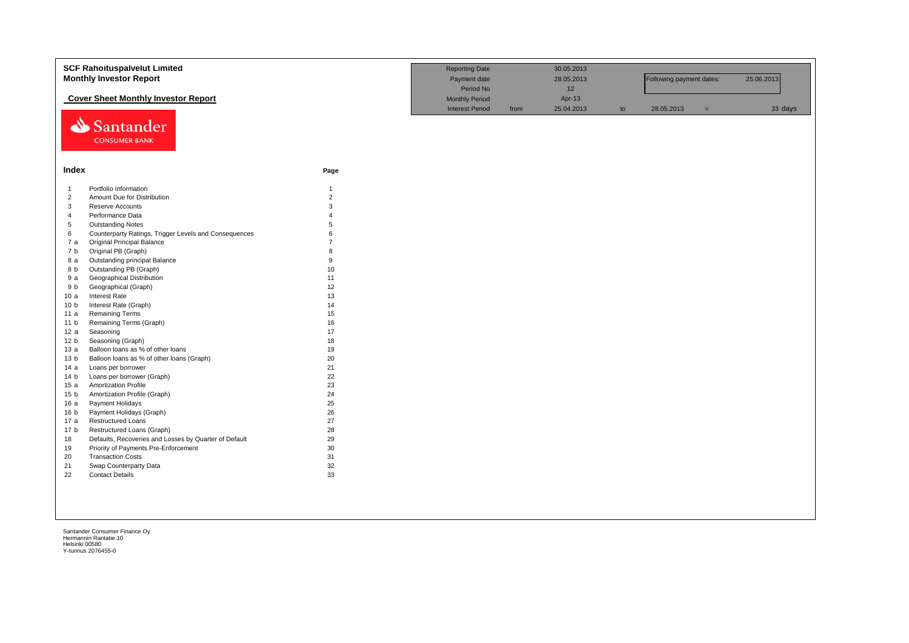# SCF Rahoituspalvelut Limited
## Monthly Investor Report

### Cover Sheet Monthly Investor Report

| | | | | | | | |
|---|---|---|---|---|---|---|---|
| Reporting Date | | 30.05.2013 | | | | | |
| Payment date | | 28.05.2013 | | Following payment dates: | | 25.06.2013 | |
| Period No | | 12 | | | | | |
| Monthly Period | | Apr-13 | | | | | |
| Interest Period | from | 25.04.2013 | to | 28.05.2013 | = | | 33 days |

Santander CONSUMER BANK

## Index

| | | Page |
|---|---|---|
| 1 | Portfolio Information | 1 |
| 2 | Amount Due for Distribution | 2 |
| 3 | Reserve Accounts | 3 |
| 4 | Performance Data | 4 |
| 5 | Outstanding Notes | 5 |
| 6 | Counterparty Ratings, Trigger Levels and Consequences | 6 |
| 7 a | Original Principal Balance | 7 |
| 7 b | Original PB (Graph) | 8 |
| 8 a | Outstanding principal Balance | 9 |
| 8 b | Outstanding PB (Graph) | 10 |
| 9 a | Geographical Distribution | 11 |
| 9 b | Geographical (Graph) | 12 |
| 10 a | Interest Rate | 13 |
| 10 b | Interest Rate (Graph) | 14 |
| 11 a | Remaining Terms | 15 |
| 11 b | Remaining Terms (Graph) | 16 |
| 12 a | Seasoning | 17 |
| 12 b | Seasoning (Graph) | 18 |
| 13 a | Balloon loans as % of other loans | 19 |
| 13 b | Balloon loans as % of other loans (Graph) | 20 |
| 14 a | Loans per borrower | 21 |
| 14 b | Loans per borrower (Graph) | 22 |
| 15 a | Amortization Profile | 23 |
| 15 b | Amortization Profile (Graph) | 24 |
| 16 a | Payment Holidays | 25 |
| 16 b | Payment Holidays (Graph) | 26 |
| 17 a | Restructured Loans | 27 |
| 17 b | Restructured Loans (Graph) | 28 |
| 18 | Defaults, Recoveries and Losses by Quarter of Default | 29 |
| 19 | Priority of Payments Pre-Enforcement | 30 |
| 20 | Transaction Costs | 31 |
| 21 | Swap Counterparty Data | 32 |
| 22 | Contact Details | 33 |

Santander Consumer Finance Oy
Hermannin Rantatie 10
Helsinki 00580
Y-tunnus 2076455-0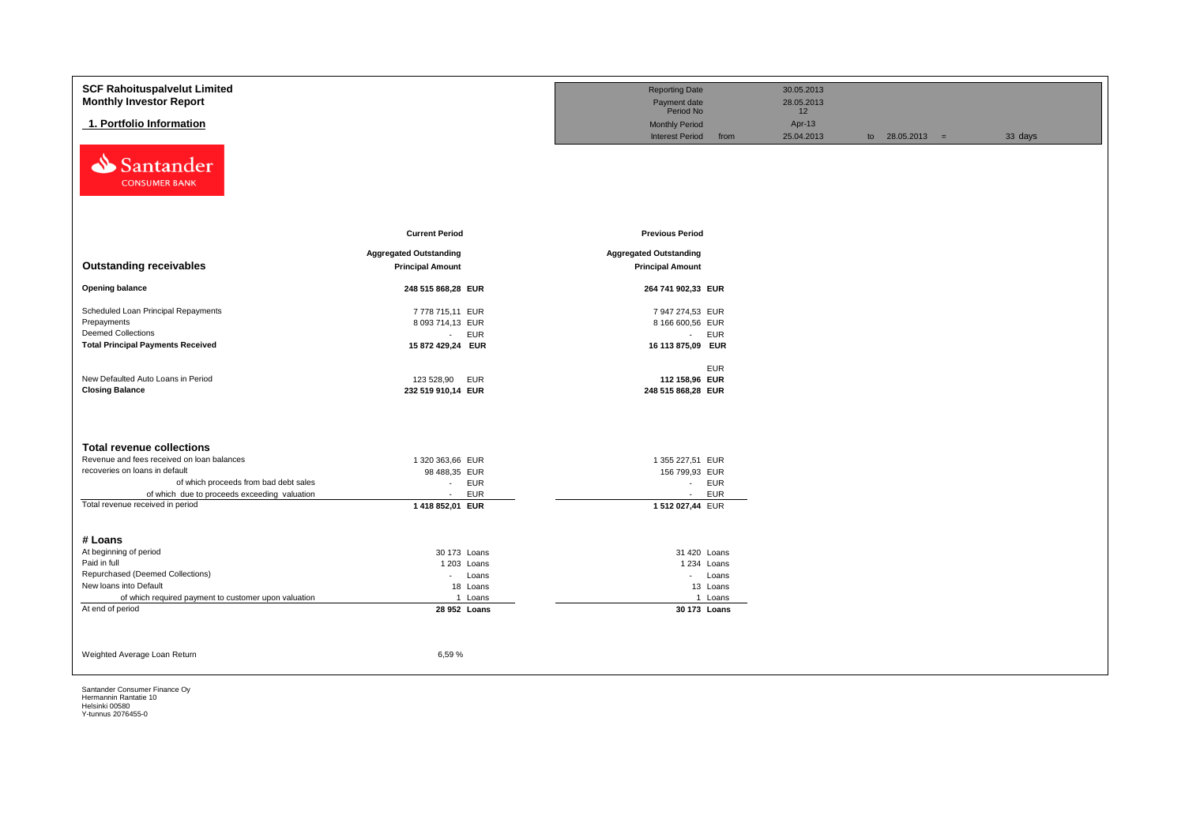**SCF Rahoituspalvelut Limited**
**Monthly Investor Report**

## 1. Portfolio Information

| | | | | |
|---|---|---|---|---|
| Reporting Date | | 30.05.2013 | | |
| Payment date | | 28.05.2013 | | |
| Period No | | 12 | | |
| Monthly Period | | Apr-13 | | |
| Interest Period | from | 25.04.2013 | to 28.05.2013 = | 33 days |

Santander CONSUMER BANK

| | Current Period | | Previous Period | |
|---|---|---|---|---|
| **Outstanding receivables** | **Aggregated Outstanding Principal Amount** | | **Aggregated Outstanding Principal Amount** | |
| **Opening balance** | **248 515 868,28** | **EUR** | **264 741 902,33** | **EUR** |
| Scheduled Loan Principal Repayments | 7 778 715,11 | EUR | 7 947 274,53 | EUR |
| Prepayments | 8 093 714,13 | EUR | 8 166 600,56 | EUR |
| Deemed Collections | - | EUR | - | EUR |
| **Total Principal Payments Received** | **15 872 429,24** | **EUR** | **16 113 875,09** | **EUR** |
| | | | | EUR |
| New Defaulted Auto Loans in Period | 123 528,90 | EUR | **112 158,96** | **EUR** |
| **Closing Balance** | **232 519 910,14** | **EUR** | **248 515 868,28** | **EUR** |

| **Total revenue collections** | | | | |
|---|---|---|---|---|
| Revenue and fees received on loan balances | 1 320 363,66 | EUR | 1 355 227,51 | EUR |
| recoveries on loans in default | 98 488,35 | EUR | 156 799,93 | EUR |
| of which proceeds from bad debt sales | - | EUR | - | EUR |
| of which due to proceeds exceeding valuation | - | EUR | - | EUR |
| Total revenue received in period | **1 418 852,01** | **EUR** | **1 512 027,44** | EUR |

| **# Loans** | | | | |
|---|---|---|---|---|
| At beginning of period | 30 173 | Loans | 31 420 | Loans |
| Paid in full | 1 203 | Loans | 1 234 | Loans |
| Repurchased (Deemed Collections) | - | Loans | - | Loans |
| New loans into Default | 18 | Loans | 13 | Loans |
| of which required payment to customer upon valuation | 1 | Loans | 1 | Loans |
| At end of period | **28 952** | **Loans** | **30 173** | **Loans** |

Weighted Average Loan Return 6,59 %

Santander Consumer Finance Oy
Hermannin Rantatie 10
Helsinki 00580
Y-tunnus 2076455-0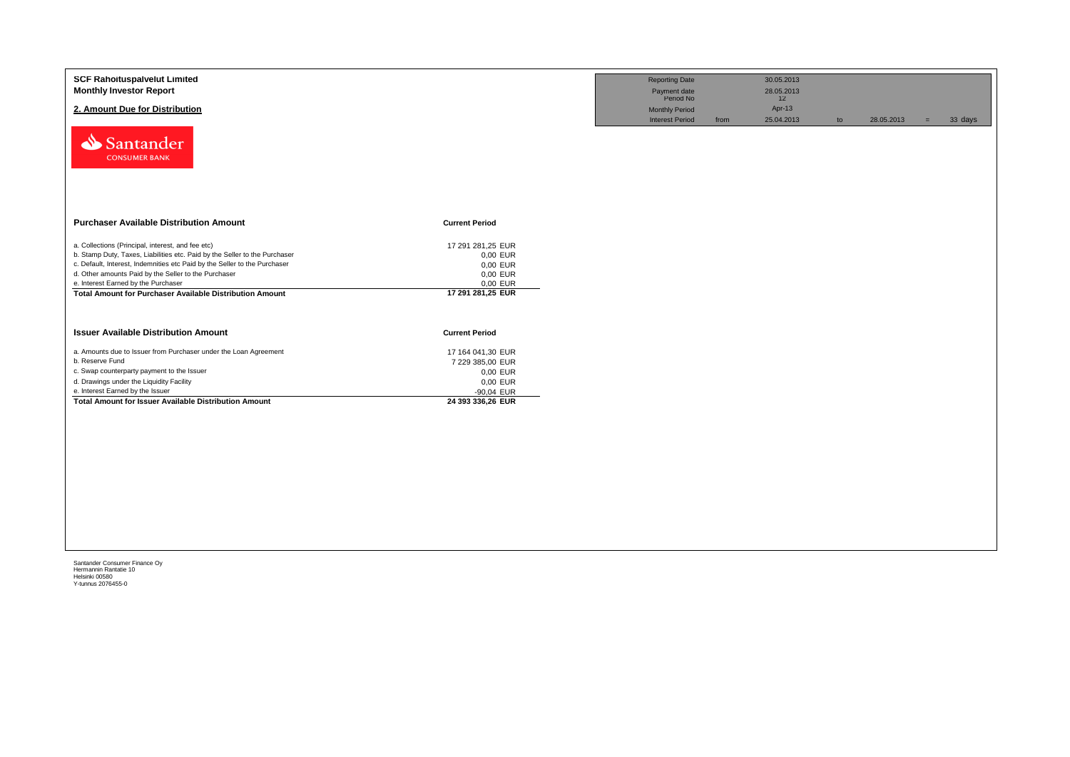**SCF Rahoituspalvelut Limited**
**Monthly Investor Report**

## 2. Amount Due for Distribution

| Reporting Date | | 30.05.2013 | | | | |
|---|---|---|---|---|---|---|
| Payment date | | 28.05.2013 | | | | |
| Period No | | 12 | | | | |
| Monthly Period | | Apr-13 | | | | |
| Interest Period | from | 25.04.2013 | to | 28.05.2013 | = | 33 days |

| Purchaser Available Distribution Amount | Current Period |
|---|---|
| a. Collections (Principal, interest, and fee etc) | 17 291 281,25 EUR |
| b. Stamp Duty, Taxes, Liabilities etc. Paid by the Seller to the Purchaser | 0,00 EUR |
| c. Default, Interest, Indemnities etc Paid by the Seller to the Purchaser | 0,00 EUR |
| d. Other amounts Paid by the Seller to the Purchaser | 0,00 EUR |
| e. Interest Earned by the Purchaser | 0,00 EUR |
| **Total Amount for Purchaser Available Distribution Amount** | **17 291 281,25 EUR** |

| Issuer Available Distribution Amount | Current Period |
|---|---|
| a. Amounts due to Issuer from Purchaser under the Loan Agreement | 17 164 041,30 EUR |
| b. Reserve Fund | 7 229 385,00 EUR |
| c. Swap counterparty payment to the Issuer | 0,00 EUR |
| d. Drawings under the Liquidity Facility | 0,00 EUR |
| e. Interest Earned by the Issuer | -90,04 EUR |
| **Total Amount for Issuer Available Distribution Amount** | **24 393 336,26 EUR** |

Santander Consumer Finance Oy
Hermannin Rantatie 10
Helsinki 00580
Y-tunnus 2076455-0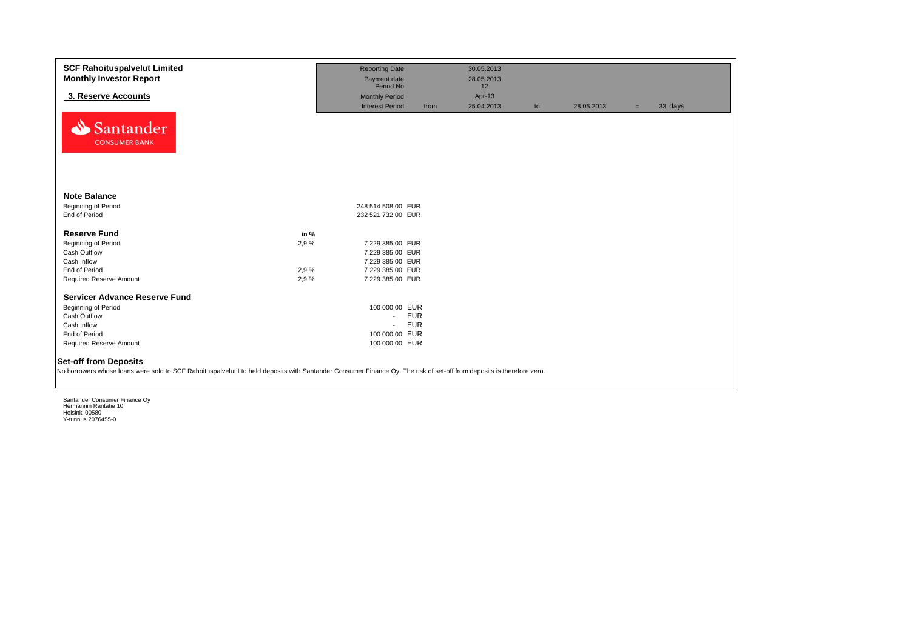**SCF Rahoituspalvelut Limited**
**Monthly Investor Report**

## 3. Reserve Accounts

| | | | | | | | |
|---|---|---|---|---|---|---|---|
| Reporting Date | | 30.05.2013 | | | | | |
| Payment date | | 28.05.2013 | | | | | |
| Period No | | 12 | | | | | |
| Monthly Period | | Apr-13 | | | | | |
| Interest Period | from | 25.04.2013 | to | 28.05.2013 | = | 33 | days |

Santander CONSUMER BANK

### Note Balance

| | | |
|---|---|---|
| Beginning of Period | 248 514 508,00 | EUR |
| End of Period | 232 521 732,00 | EUR |

### Reserve Fund

| | in % | | |
|---|---|---|---|
| Beginning of Period | 2,9 % | 7 229 385,00 | EUR |
| Cash Outflow | | 7 229 385,00 | EUR |
| Cash Inflow | | 7 229 385,00 | EUR |
| End of Period | 2,9 % | 7 229 385,00 | EUR |
| Required Reserve Amount | 2,9 % | 7 229 385,00 | EUR |

### Servicer Advance Reserve Fund

| | | |
|---|---|---|
| Beginning of Period | 100 000,00 | EUR |
| Cash Outflow | - | EUR |
| Cash Inflow | - | EUR |
| End of Period | 100 000,00 | EUR |
| Required Reserve Amount | 100 000,00 | EUR |

### Set-off from Deposits

No borrowers whose loans were sold to SCF Rahoituspalvelut Ltd held deposits with Santander Consumer Finance Oy. The risk of set-off from deposits is therefore zero.

Santander Consumer Finance Oy
Hermannin Rantatie 10
Helsinki 00580
Y-tunnus 2076455-0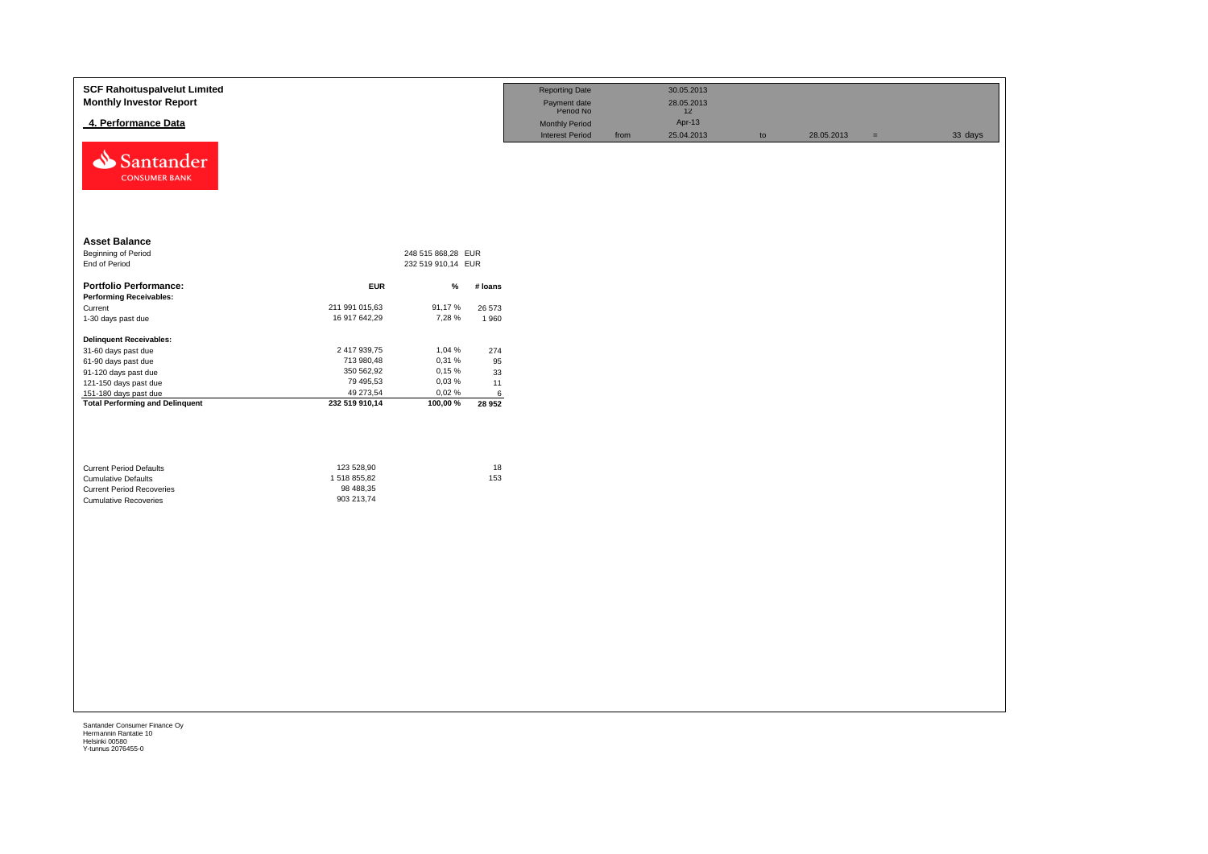**SCF Rahoituspalvelut Limited**
**Monthly Investor Report**

**4. Performance Data**

| | | | | | | | |
|---|---|---|---|---|---|---|---|
| Reporting Date | | 30.05.2013 | | | | | |
| Payment date | | 28.05.2013 | | | | | |
| Period No | | 12 | | | | | |
| Monthly Period | | Apr-13 | | | | | |
| Interest Period | from | 25.04.2013 | to | 28.05.2013 | = | 33 | days |

Santander CONSUMER BANK

### Asset Balance

| | | |
|---|---|---|
| Beginning of Period | 248 515 868,28 | EUR |
| End of Period | 232 519 910,14 | EUR |

| **Portfolio Performance:** | **EUR** | **%** | **# loans** |
|---|---|---|---|
| **Performing Receivables:** | | | |
| Current | 211 991 015,63 | 91,17 % | 26 573 |
| 1-30 days past due | 16 917 642,29 | 7,28 % | 1 960 |
| **Delinquent Receivables:** | | | |
| 31-60 days past due | 2 417 939,75 | 1,04 % | 274 |
| 61-90 days past due | 713 980,48 | 0,31 % | 95 |
| 91-120 days past due | 350 562,92 | 0,15 % | 33 |
| 121-150 days past due | 79 495,53 | 0,03 % | 11 |
| 151-180 days past due | 49 273,54 | 0,02 % | 6 |
| **Total Performing and Delinquent** | **232 519 910,14** | **100,00 %** | **28 952** |

| | | |
|---|---|---|
| Current Period Defaults | 123 528,90 | 18 |
| Cumulative Defaults | 1 518 855,82 | 153 |
| Current Period Recoveries | 98 488,35 | |
| Cumulative Recoveries | 903 213,74 | |

Santander Consumer Finance Oy
Hermannin Rantatie 10
Helsinki 00580
Y-tunnus 2076455-0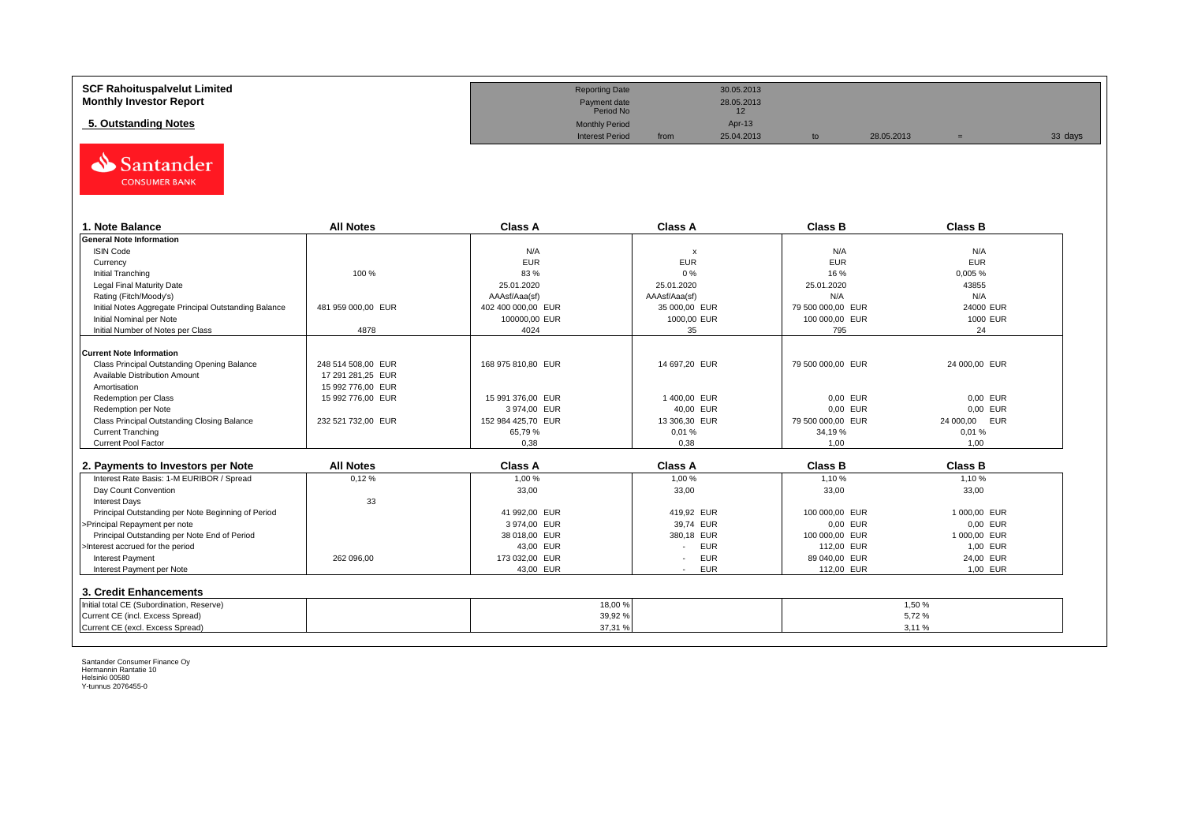**SCF Rahoituspalvelut Limited**
**Monthly Investor Report**

**5. Outstanding Notes**

| Reporting Date | | 30.05.2013 | | | | |
|---|---|---|---|---|---|---|
| Payment date | | 28.05.2013 | | | | |
| Period No | | 12 | | | | |
| Monthly Period | | Apr-13 | | | | |
| Interest Period | from | 25.04.2013 | to | 28.05.2013 | = | 33 days |

| 1. Note Balance | All Notes | Class A | Class A | Class B | Class B |
|---|---|---|---|---|---|
| **General Note Information** | | | | | |
| ISIN Code | | N/A | x | N/A | N/A |
| Currency | | EUR | EUR | EUR | EUR |
| Initial Tranching | 100 % | 83 % | 0 % | 16 % | 0,005 % |
| Legal Final Maturity Date | | 25.01.2020 | 25.01.2020 | 25.01.2020 | 43855 |
| Rating (Fitch/Moody's) | | AAAsf/Aaa(sf) | AAAsf/Aaa(sf) | N/A | N/A |
| Initial Notes Aggregate Principal Outstanding Balance | 481 959 000,00 EUR | 402 400 000,00 EUR | 35 000,00 EUR | 79 500 000,00 EUR | 24000 EUR |
| Initial Nominal per Note | | 100000,00 EUR | 1000,00 EUR | 100 000,00 EUR | 1000 EUR |
| Initial Number of Notes per Class | 4878 | 4024 | 35 | 795 | 24 |
| **Current Note Information** | | | | | |
| Class Principal Outstanding Opening Balance | 248 514 508,00 EUR | 168 975 810,80 EUR | 14 697,20 EUR | 79 500 000,00 EUR | 24 000,00 EUR |
| Available Distribution Amount | 17 291 281,25 EUR | | | | |
| Amortisation | 15 992 776,00 EUR | | | | |
| Redemption per Class | 15 992 776,00 EUR | 15 991 376,00 EUR | 1 400,00 EUR | 0,00 EUR | 0,00 EUR |
| Redemption per Note | | 3 974,00 EUR | 40,00 EUR | 0,00 EUR | 0,00 EUR |
| Class Principal Outstanding Closing Balance | 232 521 732,00 EUR | 152 984 425,70 EUR | 13 306,30 EUR | 79 500 000,00 EUR | 24 000,00 EUR |
| Current Tranching | | 65,79 % | 0,01 % | 34,19 % | 0,01 % |
| Current Pool Factor | | 0,38 | 0,38 | 1,00 | 1,00 |

| 2. Payments to Investors per Note | All Notes | Class A | Class A | Class B | Class B |
|---|---|---|---|---|---|
| Interest Rate Basis: 1-M EURIBOR / Spread | 0,12 % | 1,00 % | 1,00 % | 1,10 % | 1,10 % |
| Day Count Convention | | 33,00 | 33,00 | 33,00 | 33,00 |
| Interest Days | 33 | | | | |
| Principal Outstanding per Note Beginning of Period | | 41 992,00 EUR | 419,92 EUR | 100 000,00 EUR | 1 000,00 EUR |
| >Principal Repayment per note | | 3 974,00 EUR | 39,74 EUR | 0,00 EUR | 0,00 EUR |
| Principal Outstanding per Note End of Period | | 38 018,00 EUR | 380,18 EUR | 100 000,00 EUR | 1 000,00 EUR |
| >Interest accrued for the period | | 43,00 EUR | - EUR | 112,00 EUR | 1,00 EUR |
| Interest Payment | 262 096,00 | 173 032,00 EUR | - EUR | 89 040,00 EUR | 24,00 EUR |
| Interest Payment per Note | | 43,00 EUR | - EUR | 112,00 EUR | 1,00 EUR |

| 3. Credit Enhancements | | | | |
|---|---|---|---|---|
| Initial total CE (Subordination, Reserve) | | 18,00 % | | 1,50 % |
| Current CE (incl. Excess Spread) | | 39,92 % | | 5,72 % |
| Current CE (excl. Excess Spread) | | 37,31 % | | 3,11 % |

Santander Consumer Finance Oy
Hermannin Rantatie 10
Helsinki 00580
Y-tunnus 2076455-0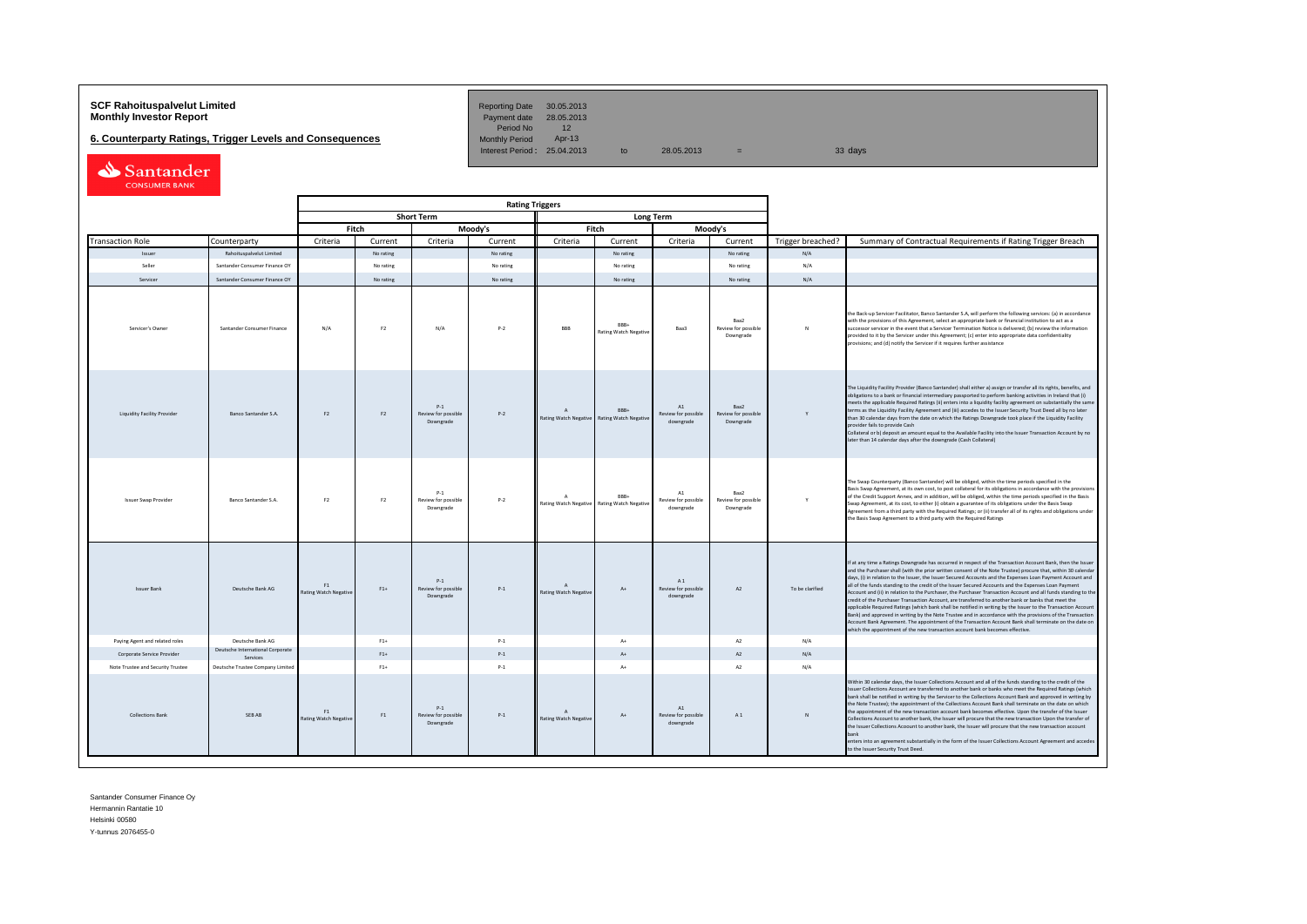**SCF Rahoituspalvelut Limited**
**Monthly Investor Report**

**6. Counterparty Ratings, Trigger Levels and Consequences**

| | | | | |
|---|---|---|---|---|
| Reporting Date | 30.05.2013 | | | |
| Payment date | 28.05.2013 | | | |
| Period No | 12 | | | |
| Monthly Period | Apr-13 | | | |
| Interest Period : | 25.04.2013 | to | 28.05.2013 = | 33 days |

| | | Rating Triggers | | | | | | | | | |
|---|---|---|---|---|---|---|---|---|---|---|---|
| | | Short Term | | | | Long Term | | | | | |
| | | Fitch | | Moody's | | Fitch | | Moody's | | | |
| Transaction Role | Counterparty | Criteria | Current | Criteria | Current | Criteria | Current | Criteria | Current | Trigger breached? | Summary of Contractual Requirements if Rating Trigger Breach |
| Issuer | Rahoituspalvelut Limited | | No rating | | No rating | | No rating | | No rating | N/A | |
| Seller | Santander Consumer Finance OY | | No rating | | No rating | | No rating | | No rating | N/A | |
| Servicer | Santander Consumer Finance OY | | No rating | | No rating | | No rating | | No rating | N/A | |
| Servicer's Owner | Santander Consumer Finance | N/A | F2 | N/A | P-2 | BBB | BBB+ Rating Watch Negative | Baa3 | Baa2 Review for possible Downgrade | N | the Back-up Servicer Facilitator, Banco Santander S.A, will perform the following services: (a) in accordance with the provisions of this Agreement, select an appropriate bank or financial institution to act as a successor servicer in the event that a Servicer Termination Notice is delivered; (b) review the information provided to it by the Servicer under this Agreement; (c) enter into appropriate data confidentiality provisions; and (d) notify the Servicer if it requires further assistance |
| Liquidity Facility Provider | Banco Santander S.A. | F2 | F2 | P-1 Review for possible Downgrade | P-2 | A Rating Watch Negative | BBB+ Rating Watch Negative | A1 Review for possible downgrade | Baa2 Review for possible Downgrade | Y | The Liquidity Facility Provider (Banco Santander) shall either a) assign or transfer all its rights, benefits, and obligations to a bank or financial intermediary passported to perform banking activities in Ireland that (i) meets the applicable Required Ratings (ii) enters into a liquidity facility agreement on substantially the same terms as the Liquidity Facility Agreement and (iii) accedes to the Issuer Security Trust Deed all by no later than 30 calendar days from the date on which the Ratings Downgrade took place if the Liquidity Facility provider fails to provide Cash Collateral or b) deposit an amount equal to the Available Facility into the Issuer Transaction Account by no later than 14 calendar days after the downgrade (Cash Collateral) |
| Issuer Swap Provider | Banco Santander S.A. | F2 | F2 | P-1 Review for possible Downgrade | P-2 | A Rating Watch Negative | BBB+ Rating Watch Negative | A1 Review for possible downgrade | Baa2 Review for possible Downgrade | Y | The Swap Counterparty (Banco Santander) will be obliged, within the time periods specified in the Basis Swap Agreement, at its own cost, to post collateral for its obligations in accordance with the provisions of the Credit Support Annex, and in addition, will be obliged, within the time periods specified in the Basis Swap Agreement, at its cost, to either (i) obtain a guarantee of its obligations under the Basis Swap Agreement from a third party with the Required Ratings; or (ii) transfer all of its rights and obligations under the Basis Swap Agreement to a third party with the Required Ratings |
| Issuer Bank | Deutsche Bank AG | F1 Rating Watch Negative | F1+ | P-1 Review for possible Downgrade | P-1 | A Rating Watch Negative | A+ | A 1 Review for possible downgrade | A2 | To be clarified | If at any time a Ratings Downgrade has occurred in respect of the Transaction Account Bank, then the Issuer and the Purchaser shall (with the prior written consent of the Note Trustee) procure that, within 30 calendar days, (i) in relation to the Issuer, the Issuer Secured Accounts and the Expenses Loan Payment Account and all of the funds standing to the credit of the Issuer Secured Accounts and the Expenses Loan Payment Account and (ii) in relation to the Purchaser, the Purchaser Transaction Account and all funds standing to the credit of the Purchaser Transaction Account, are transferred to another bank or banks that meet the applicable Required Ratings (which bank shall be notified in writing by the Issuer to the Transaction Account Bank) and approved in writing by the Note Trustee and in accordance with the provisions of the Transaction Account Bank Agreement. The appointment of the Transaction Account Bank shall terminate on the date on which the appointment of the new transaction account bank becomes effective. |
| Paying Agent and related roles | Deutsche Bank AG | | F1+ | | P-1 | | A+ | | A2 | N/A | |
| Corporate Service Provider | Deutsche International Corporate Services | | F1+ | | P-1 | | A+ | | A2 | N/A | |
| Note Trustee and Security Trustee | Deutsche Trustee Company Limited | | F1+ | | P-1 | | A+ | | A2 | N/A | |
| Collections Bank | SEB AB | F1 Rating Watch Negative | F1 | P-1 Review for possible Downgrade | P-1 | A Rating Watch Negative | A+ | A1 Review for possible downgrade | A 1 | N | Within 30 calendar days, the Issuer Collections Account and all of the funds standing to the credit of the Issuer Collections Account are transferred to another bank or banks which meet the Required Ratings (which bank shall be notified in writing by the Servicer to the Collections Account Bank and approved in writing by the Note Trustee); the appointment of the Collections Account Bank shall terminate on the date on which the appointment of the new transaction account bank becomes effective. Upon the transfer of the Issuer Collections Account to another bank, the Issuer will procure that the new transaction Upon the transfer of the Issuer Collections Account to another bank, the Issuer will procure that the new transaction account bank enters into an agreement substantially in the form of the Issuer Collections Account Agreement and accedes to the Issuer Security Trust Deed. |

Santander Consumer Finance Oy
Hermannin Rantatie 10
Helsinki 00580
Y-tunnus 2076455-0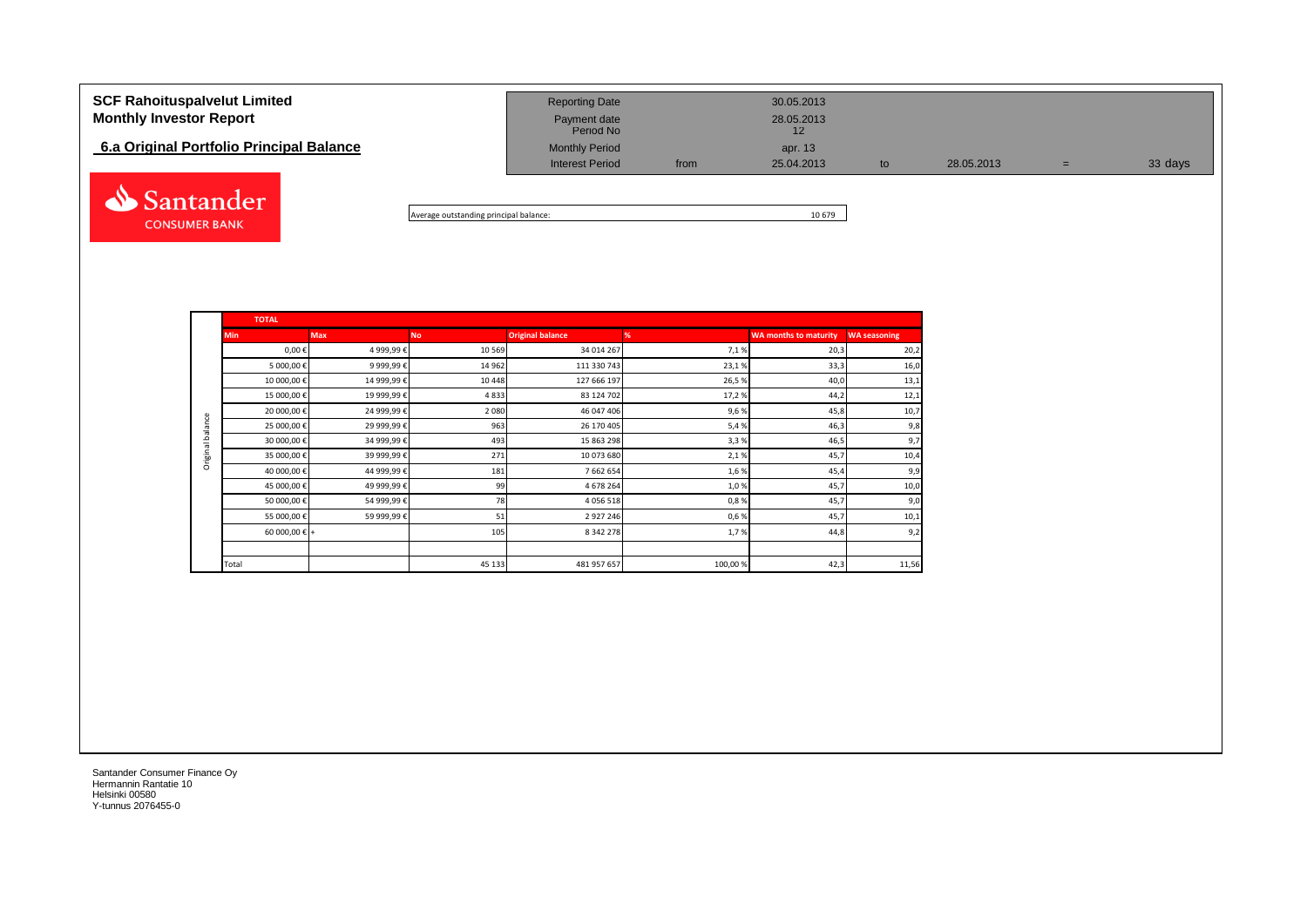**SCF Rahoituspalvelut Limited**
**Monthly Investor Report**

## 6.a Original Portfolio Principal Balance

| Reporting Date | | 30.05.2013 | | | | |
|---|---|---|---|---|---|---|
| Payment date | | 28.05.2013 | | | | |
| Period No | | 12 | | | | |
| Monthly Period | | apr. 13 | | | | |
| Interest Period | from | 25.04.2013 | to | 28.05.2013 | = | 33 days |

Santander CONSUMER BANK

Average outstanding principal balance: 10 679

| | TOTAL | | | | | | |
|---|---|---|---|---|---|---|---|
| | Min | Max | No | Original balance | % | WA months to maturity | WA seasoning |
| Original balance | 0,00 € | 4 999,99 € | 10 569 | 34 014 267 | 7,1 % | 20,3 | 20,2 |
| | 5 000,00 € | 9 999,99 € | 14 962 | 111 330 743 | 23,1 % | 33,3 | 16,0 |
| | 10 000,00 € | 14 999,99 € | 10 448 | 127 666 197 | 26,5 % | 40,0 | 13,1 |
| | 15 000,00 € | 19 999,99 € | 4 833 | 83 124 702 | 17,2 % | 44,2 | 12,1 |
| | 20 000,00 € | 24 999,99 € | 2 080 | 46 047 406 | 9,6 % | 45,8 | 10,7 |
| | 25 000,00 € | 29 999,99 € | 963 | 26 170 405 | 5,4 % | 46,3 | 9,8 |
| | 30 000,00 € | 34 999,99 € | 493 | 15 863 298 | 3,3 % | 46,5 | 9,7 |
| | 35 000,00 € | 39 999,99 € | 271 | 10 073 680 | 2,1 % | 45,7 | 10,4 |
| | 40 000,00 € | 44 999,99 € | 181 | 7 662 654 | 1,6 % | 45,4 | 9,9 |
| | 45 000,00 € | 49 999,99 € | 99 | 4 678 264 | 1,0 % | 45,7 | 10,0 |
| | 50 000,00 € | 54 999,99 € | 78 | 4 056 518 | 0,8 % | 45,7 | 9,0 |
| | 55 000,00 € | 59 999,99 € | 51 | 2 927 246 | 0,6 % | 45,7 | 10,1 |
| | 60 000,00 € | + | 105 | 8 342 278 | 1,7 % | 44,8 | 9,2 |
| | | | | | | | |
| | Total | | 45 133 | 481 957 657 | 100,00 % | 42,3 | 11,56 |

Santander Consumer Finance Oy
Hermannin Rantatie 10
Helsinki 00580
Y-tunnus 2076455-0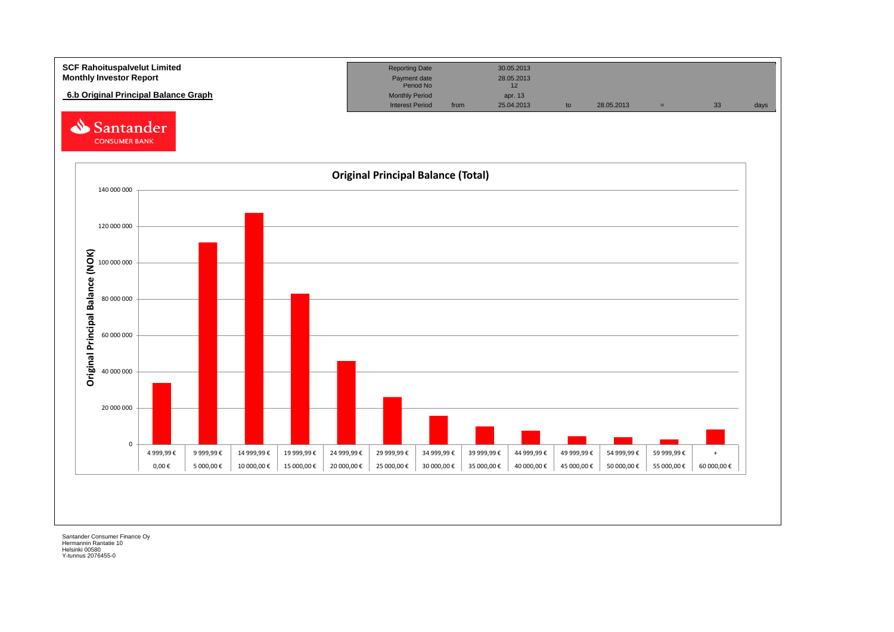**SCF Rahoituspalvelut Limited**
**Monthly Investor Report**

## 6.b Original Principal Balance Graph

| Reporting Date | | 30.05.2013 | | | | | |
|---|---|---|---|---|---|---|---|
| Payment date | | 28.05.2013 | | | | | |
| Period No | | 12 | | | | | |
| Monthly Period | | apr. 13 | | | | | |
| Interest Period | from | 25.04.2013 | to | 28.05.2013 | = | 33 | days |

Santander CONSUMER BANK

### Original Principal Balance (Total)

Original Principal Balance (NOK)

| From | To | Original Principal Balance (approx.) |
|---|---|---|
| 0,00 € | 4 999,99 € | 34 000 000 |
| 5 000,00 € | 9 999,99 € | 111 000 000 |
| 10 000,00 € | 14 999,99 € | 127 500 000 |
| 15 000,00 € | 19 999,99 € | 83 000 000 |
| 20 000,00 € | 24 999,99 € | 46 000 000 |
| 25 000,00 € | 29 999,99 € | 26 000 000 |
| 30 000,00 € | 34 999,99 € | 16 000 000 |
| 35 000,00 € | 39 999,99 € | 10 000 000 |
| 40 000,00 € | 44 999,99 € | 7 500 000 |
| 45 000,00 € | 49 999,99 € | 4 500 000 |
| 50 000,00 € | 54 999,99 € | 4 000 000 |
| 55 000,00 € | 59 999,99 € | 2 500 000 |
| 60 000,00 € | + | 8 000 000 |

Santander Consumer Finance Oy
Hermannin Rantatie 10
Helsinki 00580
Y-tunnus 2076455-0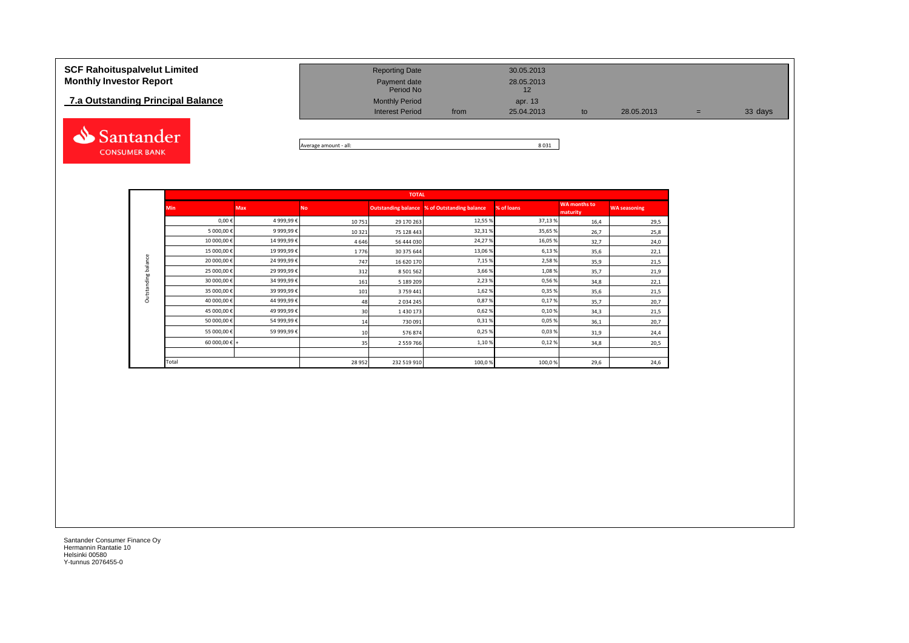**SCF Rahoituspalvelut Limited**
**Monthly Investor Report**

## 7.a Outstanding Principal Balance

| | | | | | | |
|---|---|---|---|---|---|---|
| Reporting Date | | 30.05.2013 | | | | |
| Payment date | | 28.05.2013 | | | | |
| Period No | | 12 | | | | |
| Monthly Period | | apr. 13 | | | | |
| Interest Period | from | 25.04.2013 | to | 28.05.2013 | = | 33 days |

Average amount - all: 8 031

| | TOTAL | | | | | | | |
|---|---|---|---|---|---|---|---|---|
| | Min | Max | No | Outstanding balance | % of Outstanding balance | % of loans | WA months to maturity | WA seasoning |
| Outstanding balance | 0,00 € | 4 999,99 € | 10 751 | 29 170 263 | 12,55 % | 37,13 % | 16,4 | 29,5 |
| | 5 000,00 € | 9 999,99 € | 10 321 | 75 128 443 | 32,31 % | 35,65 % | 26,7 | 25,8 |
| | 10 000,00 € | 14 999,99 € | 4 646 | 56 444 030 | 24,27 % | 16,05 % | 32,7 | 24,0 |
| | 15 000,00 € | 19 999,99 € | 1 776 | 30 375 644 | 13,06 % | 6,13 % | 35,6 | 22,1 |
| | 20 000,00 € | 24 999,99 € | 747 | 16 620 170 | 7,15 % | 2,58 % | 35,9 | 21,5 |
| | 25 000,00 € | 29 999,99 € | 312 | 8 501 562 | 3,66 % | 1,08 % | 35,7 | 21,9 |
| | 30 000,00 € | 34 999,99 € | 161 | 5 189 209 | 2,23 % | 0,56 % | 34,8 | 22,1 |
| | 35 000,00 € | 39 999,99 € | 101 | 3 759 441 | 1,62 % | 0,35 % | 35,6 | 21,5 |
| | 40 000,00 € | 44 999,99 € | 48 | 2 034 245 | 0,87 % | 0,17 % | 35,7 | 20,7 |
| | 45 000,00 € | 49 999,99 € | 30 | 1 430 173 | 0,62 % | 0,10 % | 34,3 | 21,5 |
| | 50 000,00 € | 54 999,99 € | 14 | 730 091 | 0,31 % | 0,05 % | 36,1 | 20,7 |
| | 55 000,00 € | 59 999,99 € | 10 | 576 874 | 0,25 % | 0,03 % | 31,9 | 24,4 |
| | 60 000,00 € + | | 35 | 2 559 766 | 1,10 % | 0,12 % | 34,8 | 20,5 |
| | | | | | | | | |
| | Total | | 28 952 | 232 519 910 | 100,0 % | 100,0 % | 29,6 | 24,6 |

Santander Consumer Finance Oy
Hermannin Rantatie 10
Helsinki 00580
Y-tunnus 2076455-0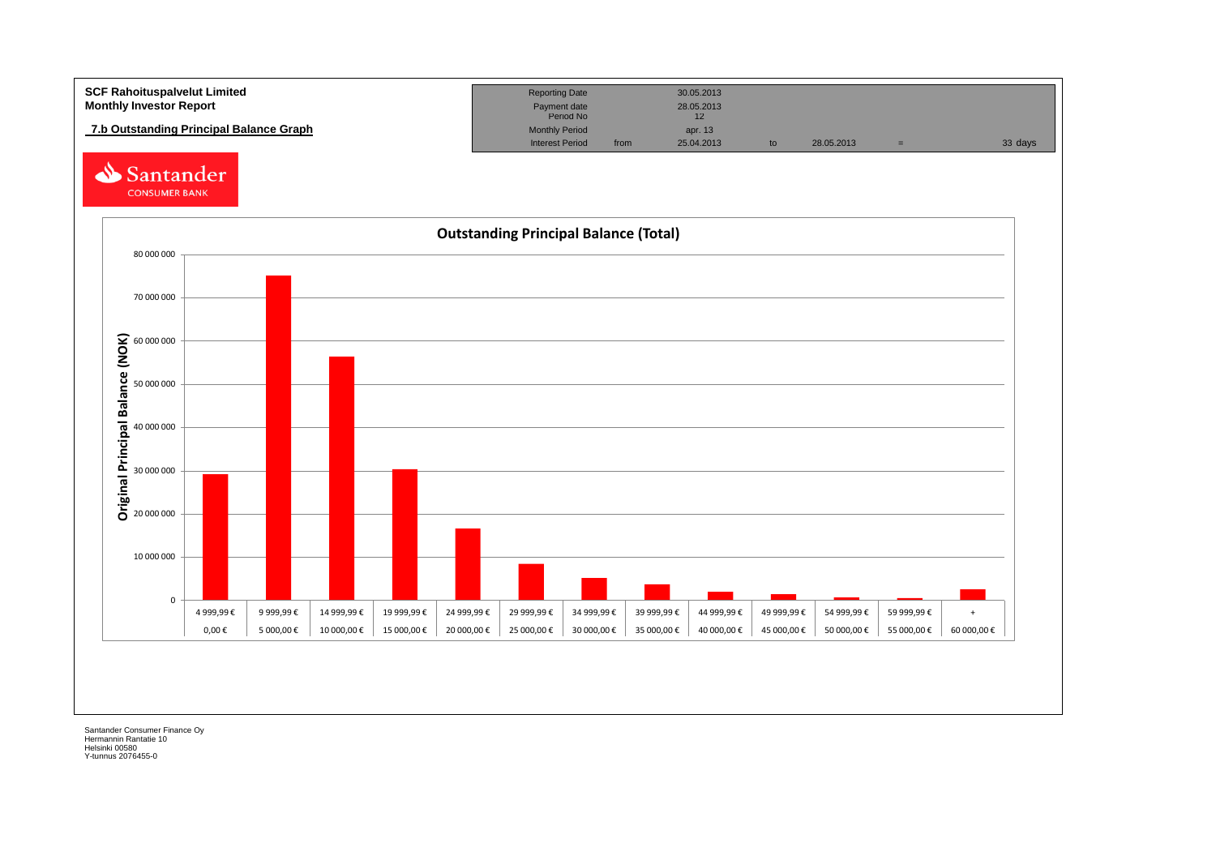**SCF Rahoituspalvelut Limited**
**Monthly Investor Report**

## 7.b Outstanding Principal Balance Graph

| | | | | | | |
|---|---|---|---|---|---|---|
| Reporting Date | | 30.05.2013 | | | | |
| Payment date | | 28.05.2013 | | | | |
| Period No | | 12 | | | | |
| Monthly Period | | apr. 13 | | | | |
| Interest Period | from | 25.04.2013 | to | 28.05.2013 | = | 33 days |

Santander CONSUMER BANK

### Outstanding Principal Balance (Total)

Original Principal Balance (NOK)

| From | To | Original Principal Balance (NOK) (approx.) |
|---|---|---|
| 0,00 € | 4 999,99 € | 29 000 000 |
| 5 000,00 € | 9 999,99 € | 75 000 000 |
| 10 000,00 € | 14 999,99 € | 56 000 000 |
| 15 000,00 € | 19 999,99 € | 30 000 000 |
| 20 000,00 € | 24 999,99 € | 16 500 000 |
| 25 000,00 € | 29 999,99 € | 8 500 000 |
| 30 000,00 € | 34 999,99 € | 5 000 000 |
| 35 000,00 € | 39 999,99 € | 3 500 000 |
| 40 000,00 € | 44 999,99 € | 2 000 000 |
| 45 000,00 € | 49 999,99 € | 1 500 000 |
| 50 000,00 € | 54 999,99 € | 600 000 |
| 55 000,00 € | 59 999,99 € | 400 000 |
| 60 000,00 € | + | 2 500 000 |

Santander Consumer Finance Oy
Hermannin Rantatie 10
Helsinki 00580
Y-tunnus 2076455-0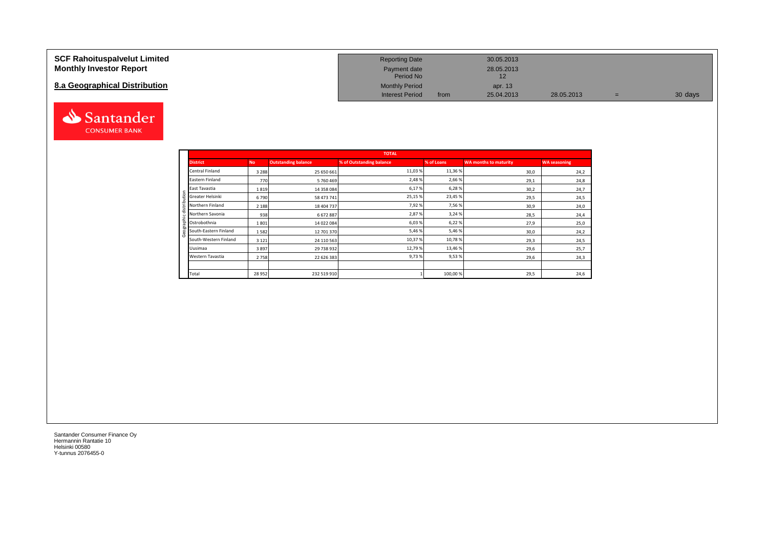# SCF Rahoituspalvelut Limited
# Monthly Investor Report

## 8.a Geographical Distribution

| | | | | | |
|---|---|---|---|---|---|
| Reporting Date | | 30.05.2013 | | | |
| Payment date | | 28.05.2013 | | | |
| Period No | | 12 | | | |
| Monthly Period | | apr. 13 | | | |
| Interest Period | from | 25.04.2013 | 28.05.2013 | = | 30 days |

**TOTAL** — Geographic distribution

| District | No | Outstanding balance | % of Outstanding balance | % of Loans | WA months to maturity | WA seasoning |
|---|---|---|---|---|---|---|
| Central Finland | 3 288 | 25 650 661 | 11,03 % | 11,36 % | 30,0 | 24,2 |
| Eastern Finland | 770 | 5 760 469 | 2,48 % | 2,66 % | 29,1 | 24,8 |
| East Tavastia | 1 819 | 14 358 084 | 6,17 % | 6,28 % | 30,2 | 24,7 |
| Greater Helsinki | 6 790 | 58 473 741 | 25,15 % | 23,45 % | 29,5 | 24,5 |
| Northern Finland | 2 188 | 18 404 737 | 7,92 % | 7,56 % | 30,9 | 24,0 |
| Northern Savonia | 938 | 6 672 887 | 2,87 % | 3,24 % | 28,5 | 24,4 |
| Ostrobothnia | 1 801 | 14 022 084 | 6,03 % | 6,22 % | 27,9 | 25,0 |
| South-Eastern Finland | 1 582 | 12 701 370 | 5,46 % | 5,46 % | 30,0 | 24,2 |
| South-Western Finland | 3 121 | 24 110 563 | 10,37 % | 10,78 % | 29,3 | 24,5 |
| Uusimaa | 3 897 | 29 738 932 | 12,79 % | 13,46 % | 29,6 | 25,7 |
| Western Tavastia | 2 758 | 22 626 383 | 9,73 % | 9,53 % | 29,6 | 24,3 |
| | | | | | | |
| Total | 28 952 | 232 519 910 | 1 | 100,00 % | 29,5 | 24,6 |

Santander Consumer Finance Oy
Hermannin Rantatie 10
Helsinki 00580
Y-tunnus 2076455-0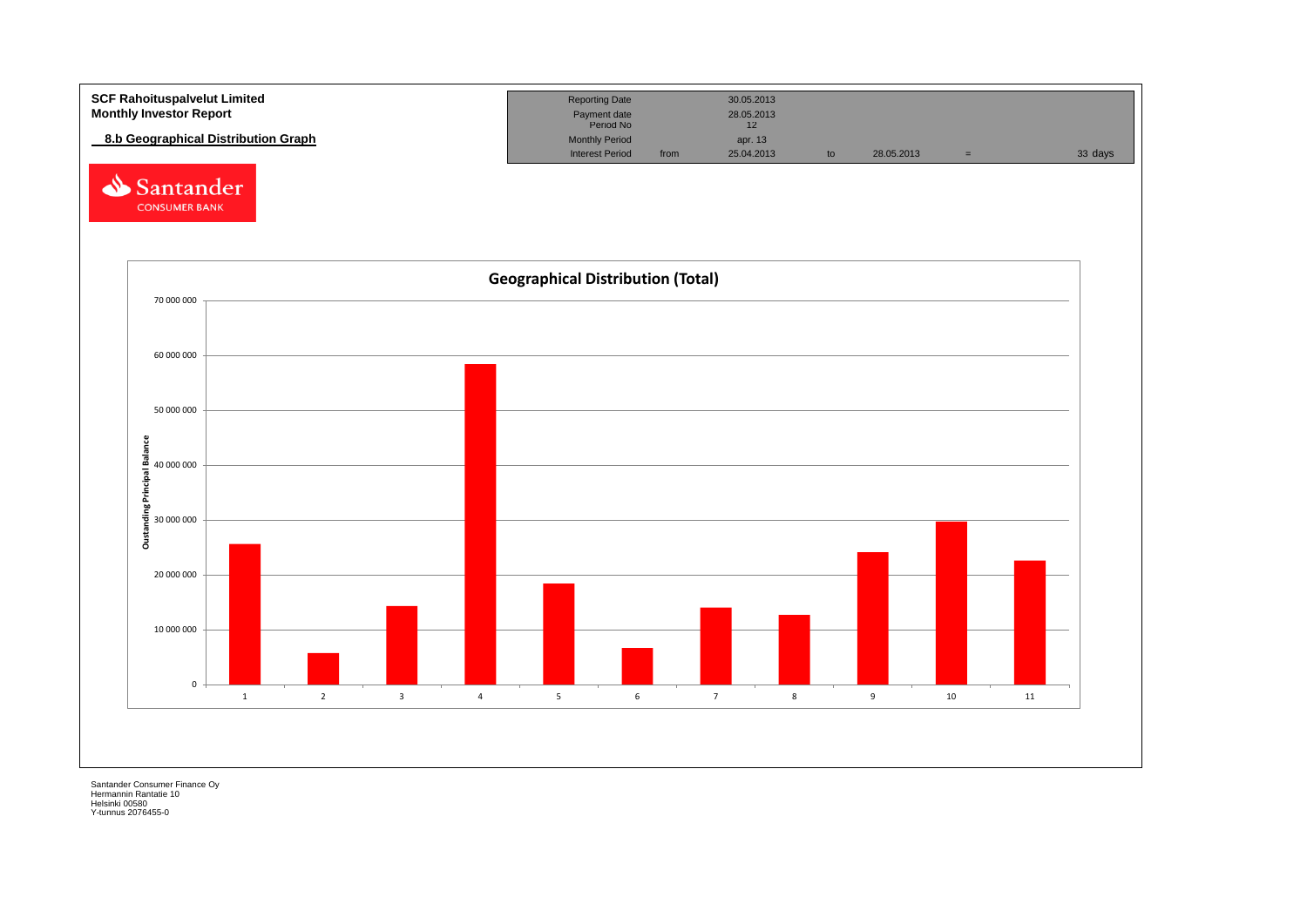**SCF Rahoituspalvelut Limited**
**Monthly Investor Report**

**8.b Geographical Distribution Graph**

| Reporting Date | | 30.05.2013 | | | | |
|---|---|---|---|---|---|---|
| Payment date | | 28.05.2013 | | | | |
| Period No | | 12 | | | | |
| Monthly Period | | apr. 13 | | | | |
| Interest Period | from | 25.04.2013 | to | 28.05.2013 | = | 33 days |

Santander CONSUMER BANK

**Geographical Distribution (Total)**

Oustanding Principal Balance

70 000 000
60 000 000
50 000 000
40 000 000
30 000 000
20 000 000
10 000 000
0

1 2 3 4 5 6 7 8 9 10 11

Santander Consumer Finance Oy
Hermannin Rantatie 10
Helsinki 00580
Y-tunnus 2076455-0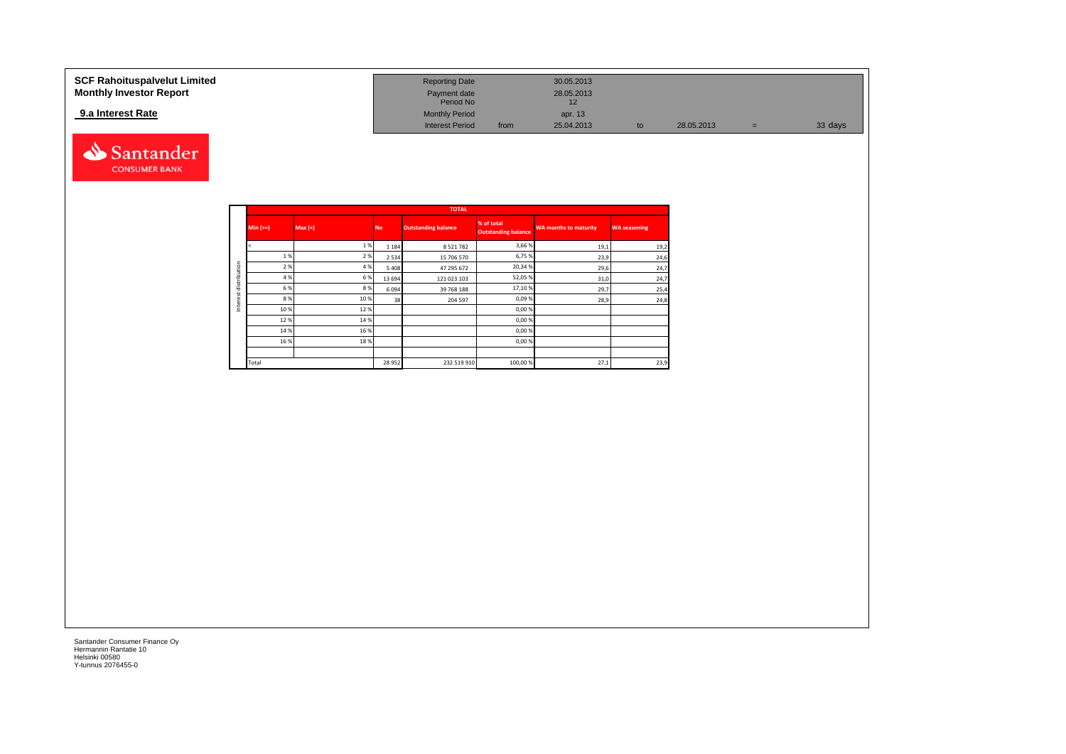**SCF Rahoituspalvelut Limited**
**Monthly Investor Report**

**9.a Interest Rate**

| Reporting Date | | 30.05.2013 | | | | |
|---|---|---|---|---|---|---|
| Payment date | | 28.05.2013 | | | | |
| Period No | | 12 | | | | |
| Monthly Period | | apr. 13 | | | | |
| Interest Period | from | 25.04.2013 | to | 28.05.2013 | = | 33 days |

| | TOTAL | | | | | | |
|---|---|---|---|---|---|---|---|
| | Min (>=) | Max (<) | No | Outstanding balance | % of total Outstanding balance | WA months to maturity | WA seasoning |
| Interest distribution | < | 1 % | 1 184 | 8 521 782 | 3,66 % | 19,1 | 19,2 |
| | 1 % | 2 % | 2 534 | 15 706 570 | 6,75 % | 23,9 | 24,6 |
| | 2 % | 4 % | 5 408 | 47 295 672 | 20,34 % | 29,6 | 24,7 |
| | 4 % | 6 % | 13 694 | 121 023 103 | 52,05 % | 31,0 | 24,7 |
| | 6 % | 8 % | 6 094 | 39 768 188 | 17,10 % | 29,7 | 25,4 |
| | 8 % | 10 % | 38 | 204 597 | 0,09 % | 28,9 | 24,8 |
| | 10 % | 12 % | | | 0,00 % | | |
| | 12 % | 14 % | | | 0,00 % | | |
| | 14 % | 16 % | | | 0,00 % | | |
| | 16 % | 18 % | | | 0,00 % | | |
| | | | | | | | |
| | Total | | 28 952 | 232 519 910 | 100,00 % | 27,1 | 23,9 |

Santander Consumer Finance Oy
Hermannin Rantatie 10
Helsinki 00580
Y-tunnus 2076455-0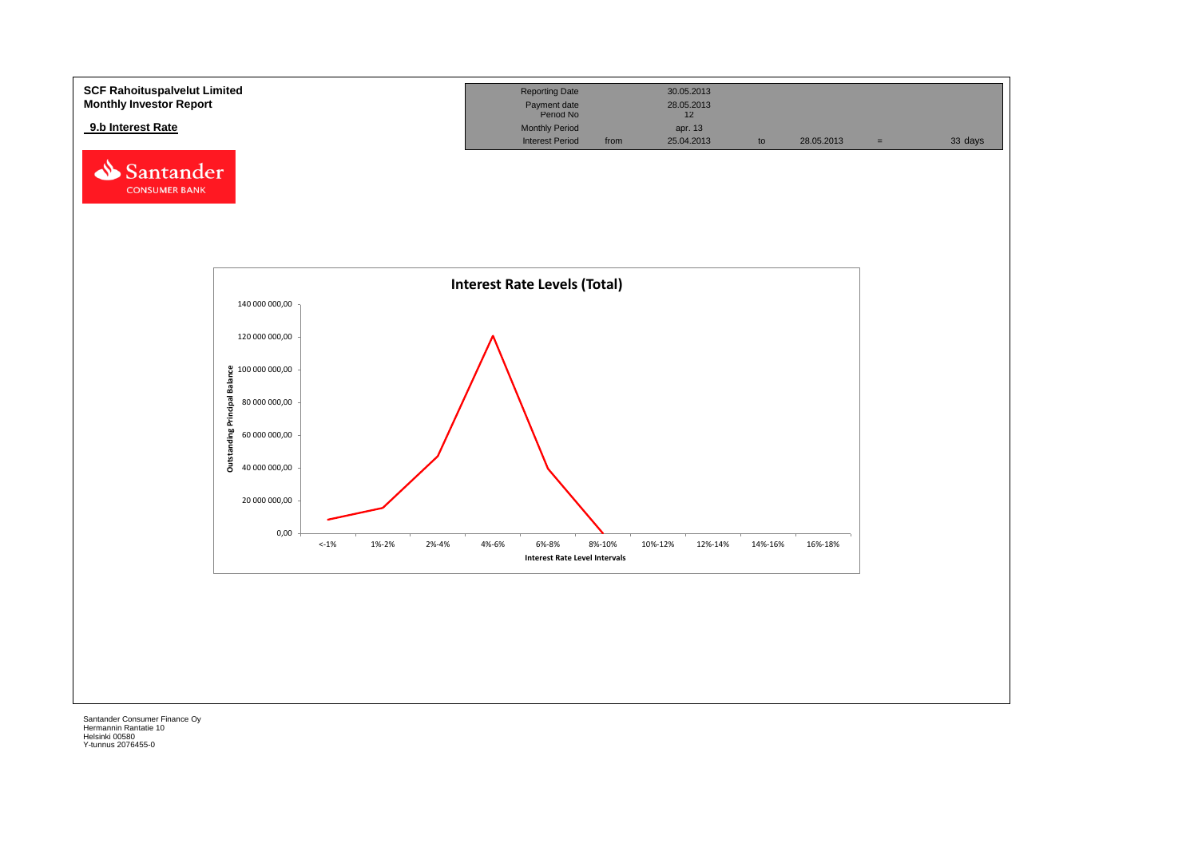**SCF Rahoituspalvelut Limited**
**Monthly Investor Report**

**9.b Interest Rate**

| Reporting Date | | 30.05.2013 | | | | |
|---|---|---|---|---|---|---|
| Payment date | | 28.05.2013 | | | | |
| Period No | | 12 | | | | |
| Monthly Period | | apr. 13 | | | | |
| Interest Period | from | 25.04.2013 | to | 28.05.2013 | = | 33 days |

**Interest Rate Levels (Total)**

Outstanding Principal Balance (y-axis): 0,00; 20 000 000,00; 40 000 000,00; 60 000 000,00; 80 000 000,00; 100 000 000,00; 120 000 000,00; 140 000 000,00

Interest Rate Level Intervals (x-axis): <-1%; 1%-2%; 2%-4%; 4%-6%; 6%-8%; 8%-10%; 10%-12%; 12%-14%; 14%-16%; 16%-18%

Santander Consumer Finance Oy
Hermannin Rantatie 10
Helsinki 00580
Y-tunnus 2076455-0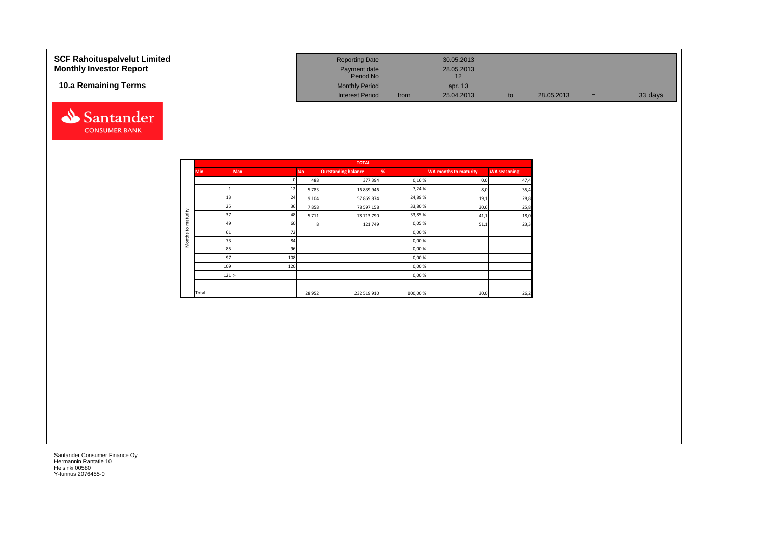# SCF Rahoituspalvelut Limited
## Monthly Investor Report

### 10.a Remaining Terms

| | | | | | | |
|---|---|---|---|---|---|---|
| Reporting Date | | 30.05.2013 | | | | |
| Payment date | | 28.05.2013 | | | | |
| Period No | | 12 | | | | |
| Monthly Period | | apr. 13 | | | | |
| Interest Period | from | 25.04.2013 | to | 28.05.2013 | = | 33 days |

| | TOTAL | | | | | | |
|---|---|---|---|---|---|---|---|
| | Min | Max | No | Outstanding balance | % | WA months to maturity | WA seasoning |
| Months to maturity | | 0 | 488 | 377 394 | 0,16 % | 0,0 | 47,4 |
| | 1 | 12 | 5 783 | 16 839 946 | 7,24 % | 8,0 | 35,4 |
| | 13 | 24 | 9 104 | 57 869 874 | 24,89 % | 19,1 | 28,8 |
| | 25 | 36 | 7 858 | 78 597 158 | 33,80 % | 30,6 | 25,8 |
| | 37 | 48 | 5 711 | 78 713 790 | 33,85 % | 41,1 | 18,0 |
| | 49 | 60 | 8 | 121 749 | 0,05 % | 51,1 | 23,3 |
| | 61 | 72 | | | 0,00 % | | |
| | 73 | 84 | | | 0,00 % | | |
| | 85 | 96 | | | 0,00 % | | |
| | 97 | 108 | | | 0,00 % | | |
| | 109 | 120 | | | 0,00 % | | |
| | 121 | > | | | 0,00 % | | |
| | | | | | | | |
| | Total | | 28 952 | 232 519 910 | 100,00 % | 30,0 | 26,2 |

Santander Consumer Finance Oy
Hermannin Rantatie 10
Helsinki 00580
Y-tunnus 2076455-0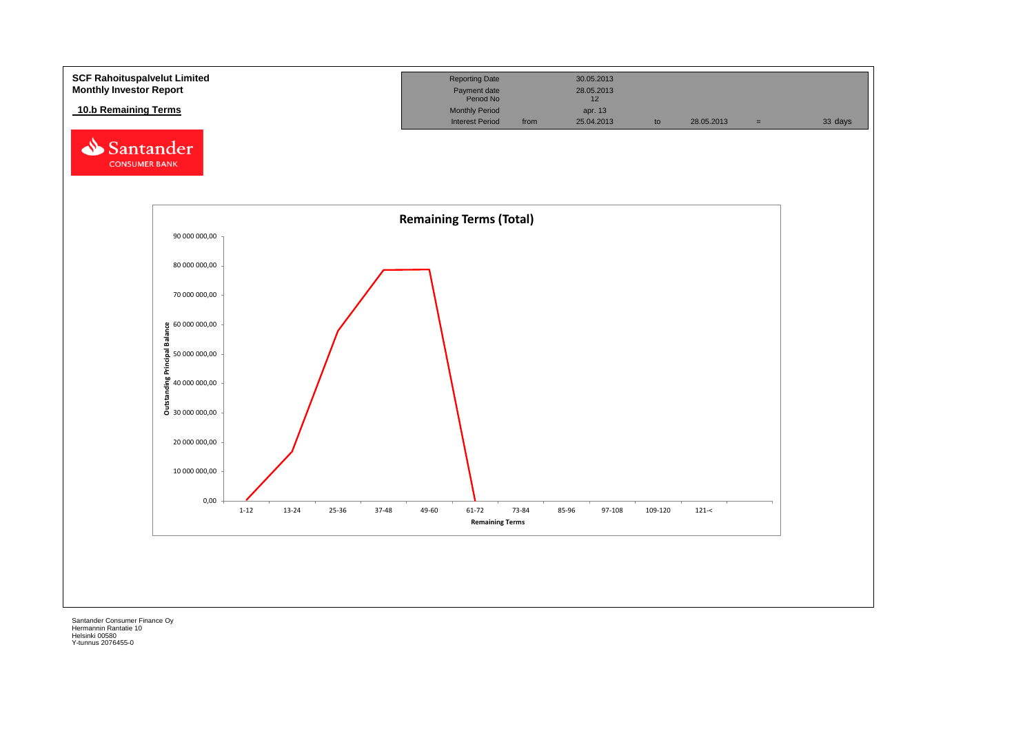**SCF Rahoituspalvelut Limited**
**Monthly Investor Report**

## 10.b Remaining Terms

| Reporting Date | | 30.05.2013 | | | | |
|---|---|---|---|---|---|---|
| Payment date | | 28.05.2013 | | | | |
| Period No | | 12 | | | | |
| Monthly Period | | apr. 13 | | | | |
| Interest Period | from | 25.04.2013 | to | 28.05.2013 | = | 33 days |

Santander CONSUMER BANK

**Remaining Terms (Total)**

Outstanding Principal Balance

90 000 000,00
80 000 000,00
70 000 000,00
60 000 000,00
50 000 000,00
40 000 000,00
30 000 000,00
20 000 000,00
10 000 000,00
0,00

1-12 | 13-24 | 25-36 | 37-48 | 49-60 | 61-72 | 73-84 | 85-96 | 97-108 | 109-120 | 121-<

Remaining Terms

Santander Consumer Finance Oy
Hermannin Rantatie 10
Helsinki 00580
Y-tunnus 2076455-0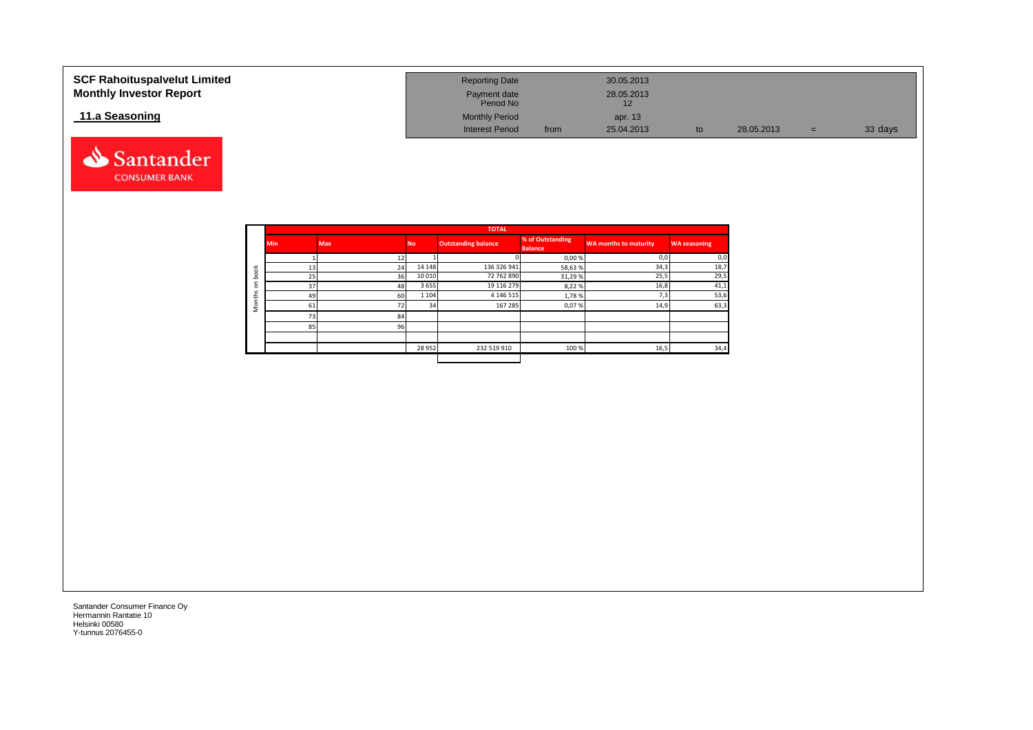# SCF Rahoituspalvelut Limited
## Monthly Investor Report

| Reporting Date | | 30.05.2013 | | | | |
|---|---|---|---|---|---|---|
| Payment date | | 28.05.2013 | | | | |
| Period No | | 12 | | | | |
| Monthly Period | | apr. 13 | | | | |
| Interest Period | from | 25.04.2013 | to | 28.05.2013 | = | 33 days |

### 11.a Seasoning

| | TOTAL | | | | | | |
|---|---|---|---|---|---|---|---|
| | Min | Max | No | Outstanding balance | % of Outstanding Balance | WA months to maturity | WA seasoning |
| Months on book | 1 | 12 | 1 | 0 | 0,00 % | 0,0 | 0,0 |
| | 13 | 24 | 14 148 | 136 326 941 | 58,63 % | 34,3 | 18,7 |
| | 25 | 36 | 10 010 | 72 762 890 | 31,29 % | 25,5 | 29,5 |
| | 37 | 48 | 3 655 | 19 116 279 | 8,22 % | 16,8 | 41,1 |
| | 49 | 60 | 1 104 | 4 146 515 | 1,78 % | 7,3 | 53,6 |
| | 61 | 72 | 34 | 167 285 | 0,07 % | 14,9 | 63,3 |
| | 73 | 84 | | | | | |
| | 85 | 96 | | | | | |
| | | | | | | | |
| | | | 28 952 | 232 519 910 | 100 % | 16,5 | 34,4 |

Santander Consumer Finance Oy
Hermannin Rantatie 10
Helsinki 00580
Y-tunnus 2076455-0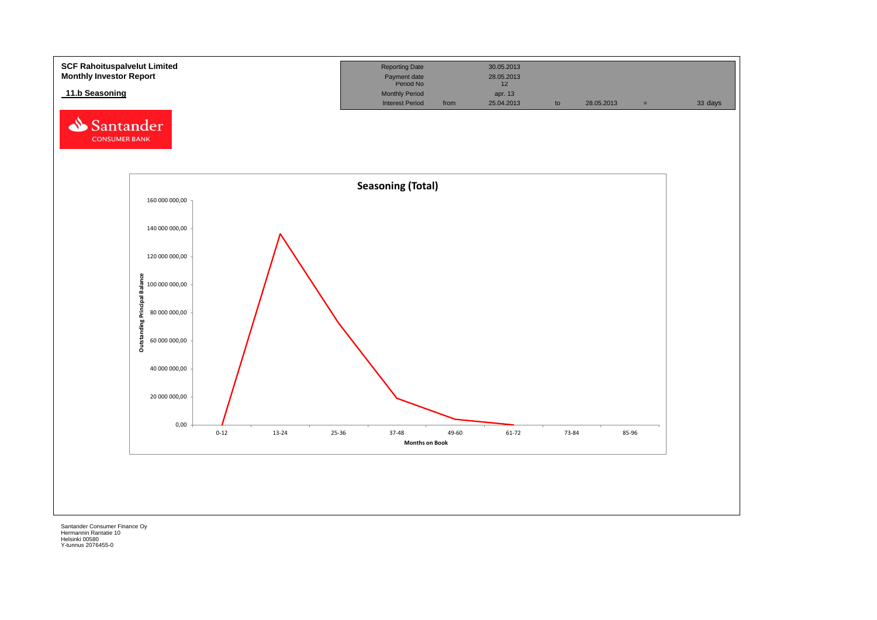**SCF Rahoituspalvelut Limited**
**Monthly Investor Report**

## 11.b Seasoning

| Reporting Date | | 30.05.2013 | | | | |
|---|---|---|---|---|---|---|
| Payment date | | 28.05.2013 | | | | |
| Period No | | 12 | | | | |
| Monthly Period | | apr. 13 | | | | |
| Interest Period | from | 25.04.2013 | to | 28.05.2013 | = | 33 days |

Santander CONSUMER BANK

**Seasoning (Total)**

Outstanding Principal Balance (0,00 – 160 000 000,00)

Months on Book: 0-12, 13-24, 25-36, 37-48, 49-60, 61-72, 73-84, 85-96

Santander Consumer Finance Oy
Hermannin Rantatie 10
Helsinki 00580
Y-tunnus 2076455-0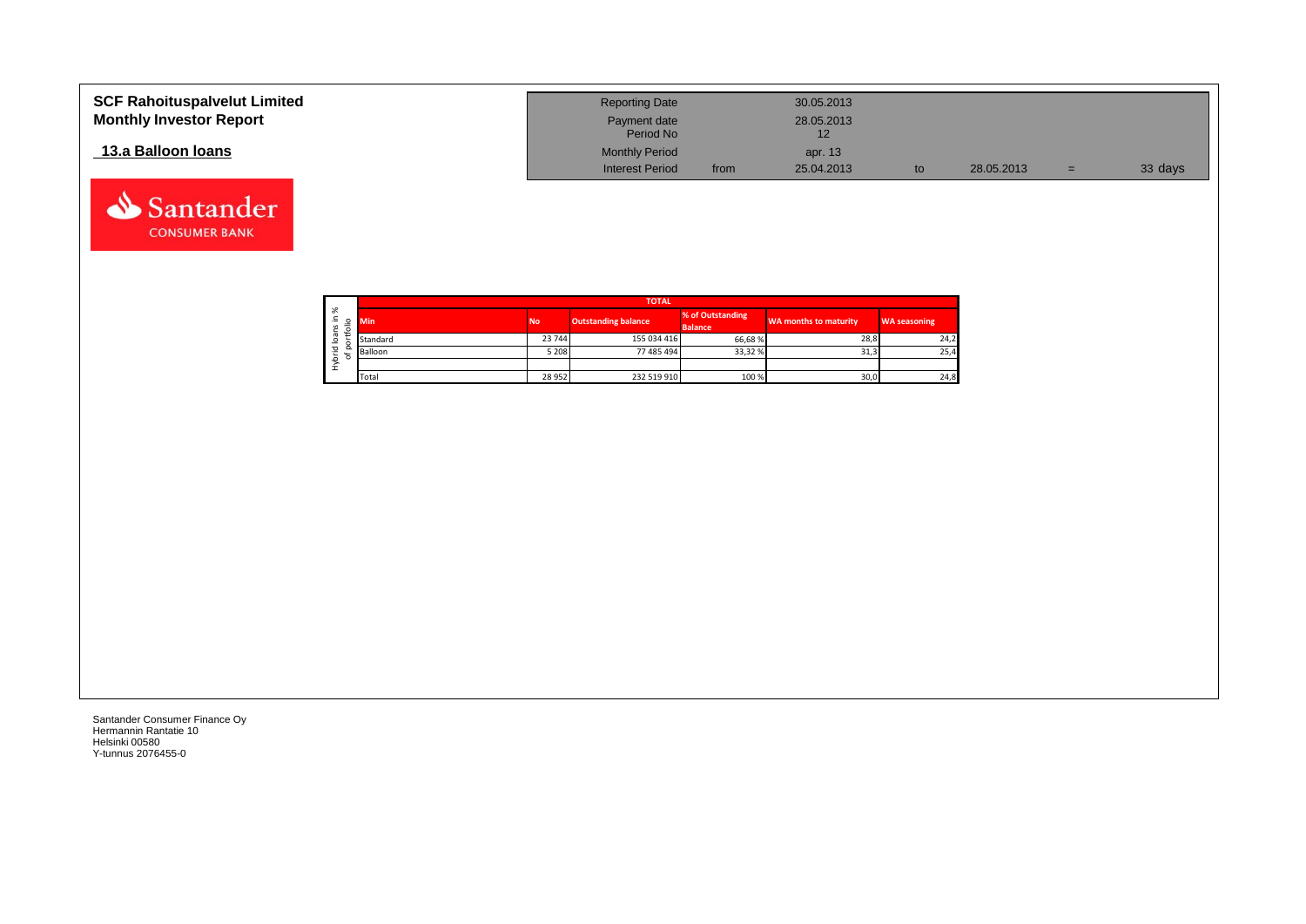**SCF Rahoituspalvelut Limited**
**Monthly Investor Report**

**13.a Balloon loans**

| Reporting Date | | 30.05.2013 | | | | |
|---|---|---|---|---|---|---|
| Payment date Period No | | 28.05.2013 12 | | | | |
| Monthly Period | | apr. 13 | | | | |
| Interest Period | from | 25.04.2013 | to | 28.05.2013 | = | 33 days |

Hybrid loans in % of portfolio

| TOTAL | | | | | |
|---|---|---|---|---|---|
| Min | No | Outstanding balance | % of Outstanding Balance | WA months to maturity | WA seasoning |
| Standard | 23 744 | 155 034 416 | 66,68 % | 28,8 | 24,2 |
| Balloon | 5 208 | 77 485 494 | 33,32 % | 31,3 | 25,4 |
| | | | | | |
| Total | 28 952 | 232 519 910 | 100 % | 30,0 | 24,8 |

Santander Consumer Finance Oy
Hermannin Rantatie 10
Helsinki 00580
Y-tunnus 2076455-0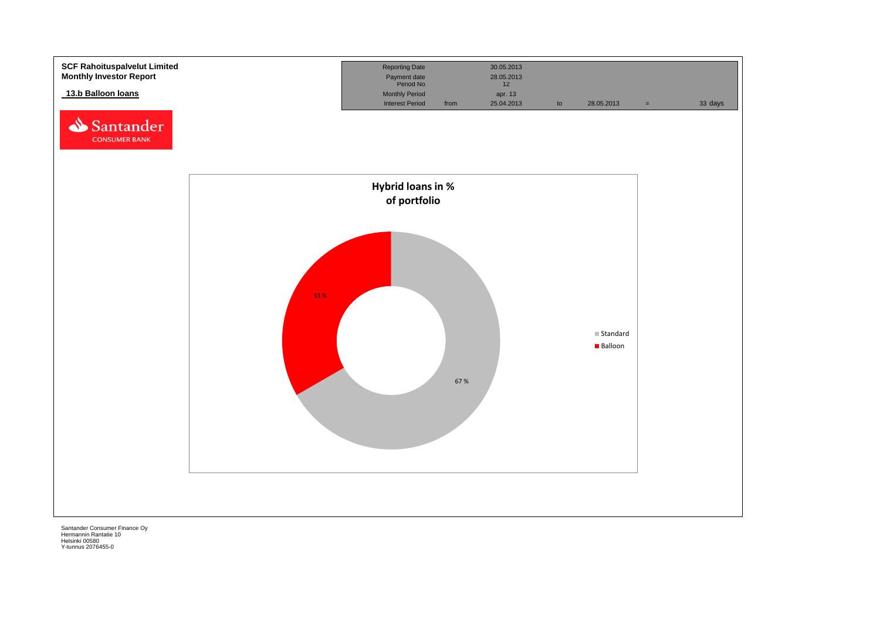**SCF Rahoituspalvelut Limited**
**Monthly Investor Report**

## 13.b Balloon loans

| | | | | | | |
|---|---|---|---|---|---|---|
| Reporting Date | | 30.05.2013 | | | | |
| Payment date | | 28.05.2013 | | | | |
| Period No | | 12 | | | | |
| Monthly Period | | apr. 13 | | | | |
| Interest Period | from | 25.04.2013 | to | 28.05.2013 | = | 33 days |

**Hybrid loans in % of portfolio**

| | % |
|---|---|
| Standard | 67 % |
| Balloon | 33 % |

Santander Consumer Finance Oy
Hermannin Rantatie 10
Helsinki 00580
Y-tunnus 2076455-0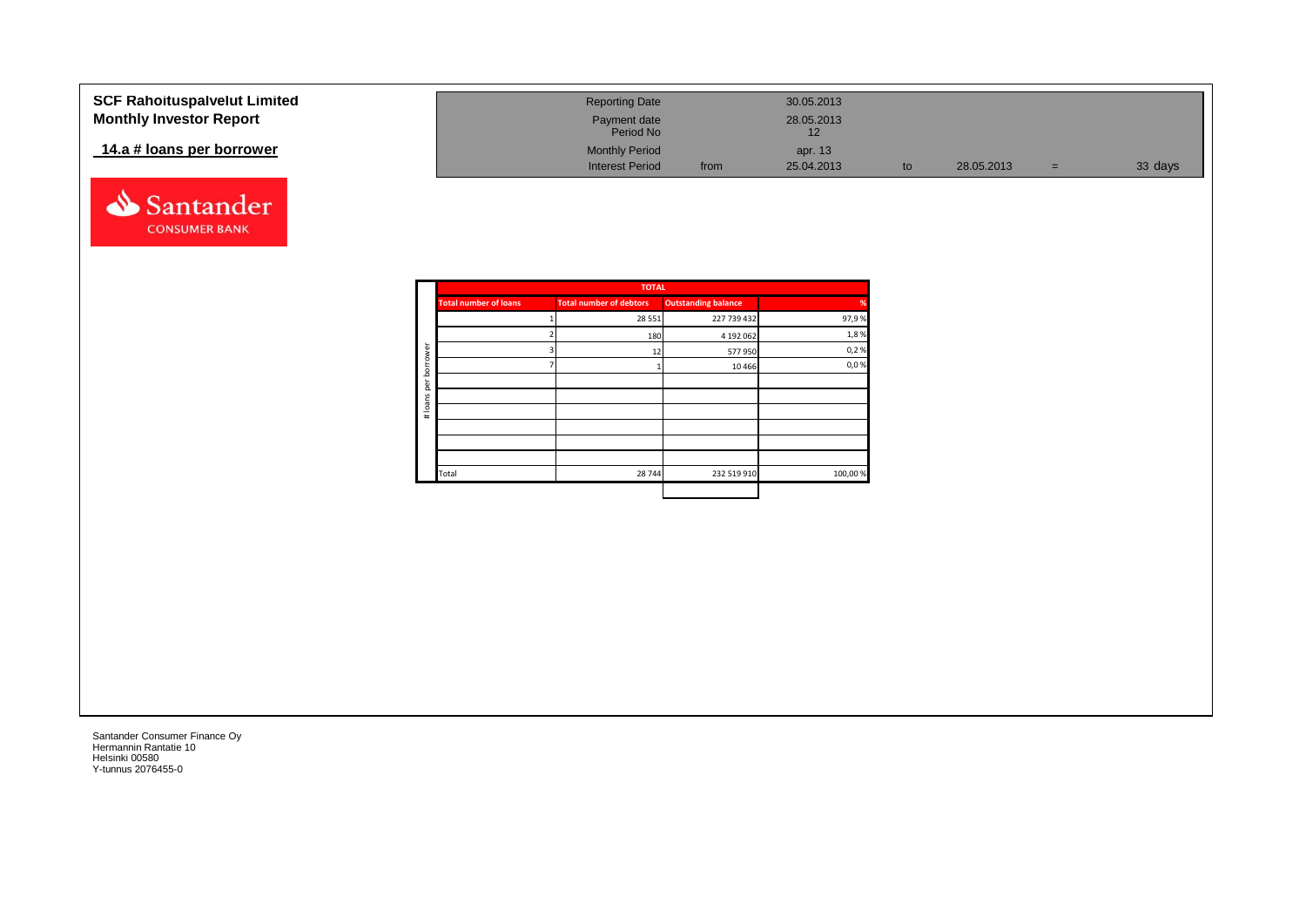**SCF Rahoituspalvelut Limited**
**Monthly Investor Report**

**14.a # loans per borrower**

| | | | | | | |
|---|---|---|---|---|---|---|
| Reporting Date | | 30.05.2013 | | | | |
| Payment date | | 28.05.2013 | | | | |
| Period No | | 12 | | | | |
| Monthly Period | | apr. 13 | | | | |
| Interest Period | from | 25.04.2013 | to | 28.05.2013 | = | 33 days |

| # loans per borrower | TOTAL | | | |
|---|---|---|---|---|
| | Total number of loans | Total number of debtors | Outstanding balance | % |
| | 1 | 28 551 | 227 739 432 | 97,9 % |
| | 2 | 180 | 4 192 062 | 1,8 % |
| | 3 | 12 | 577 950 | 0,2 % |
| | 7 | 1 | 10 466 | 0,0 % |
| | | | | |
| | | | | |
| | | | | |
| | | | | |
| | | | | |
| | | | | |
| | Total | 28 744 | 232 519 910 | 100,00 % |

Santander Consumer Finance Oy
Hermannin Rantatie 10
Helsinki 00580
Y-tunnus 2076455-0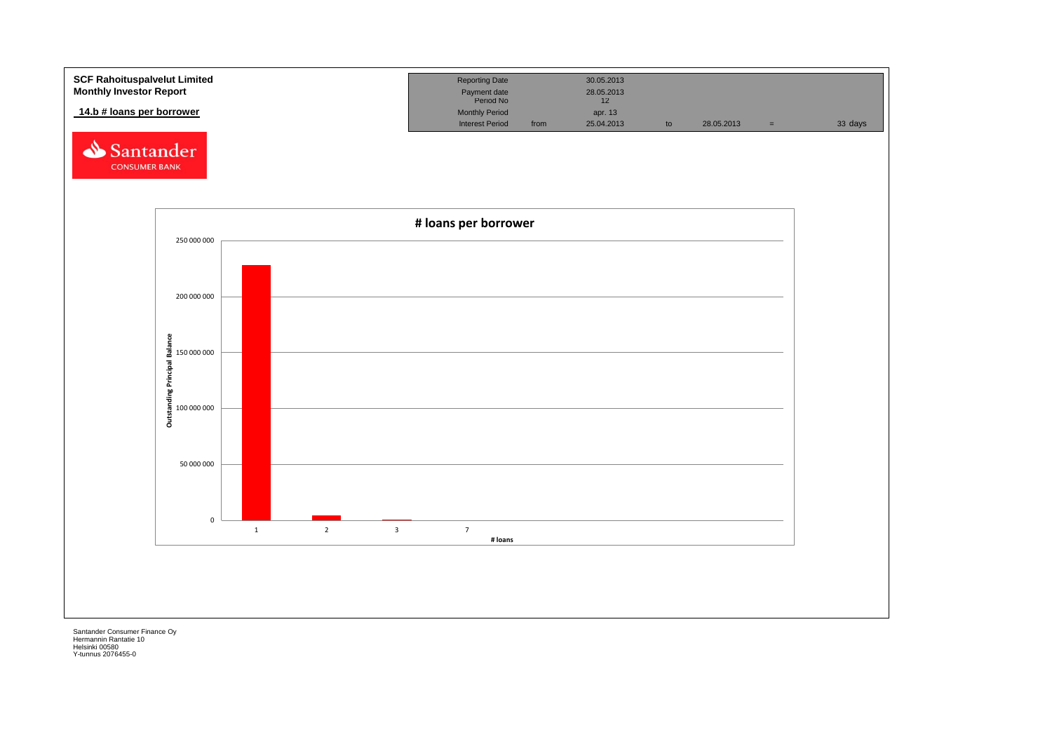**SCF Rahoituspalvelut Limited**
**Monthly Investor Report**

**14.b # loans per borrower**

| Reporting Date | | 30.05.2013 | | | | |
|---|---|---|---|---|---|---|
| Payment date | | 28.05.2013 | | | | |
| Period No | | 12 | | | | |
| Monthly Period | | apr. 13 | | | | |
| Interest Period | from | 25.04.2013 | to | 28.05.2013 | = | 33 days |

**# loans per borrower**

Outstanding Principal Balance

250 000 000
200 000 000
150 000 000
100 000 000
50 000 000
0

1 2 3 7

# loans

Santander Consumer Finance Oy
Hermannin Rantatie 10
Helsinki 00580
Y-tunnus 2076455-0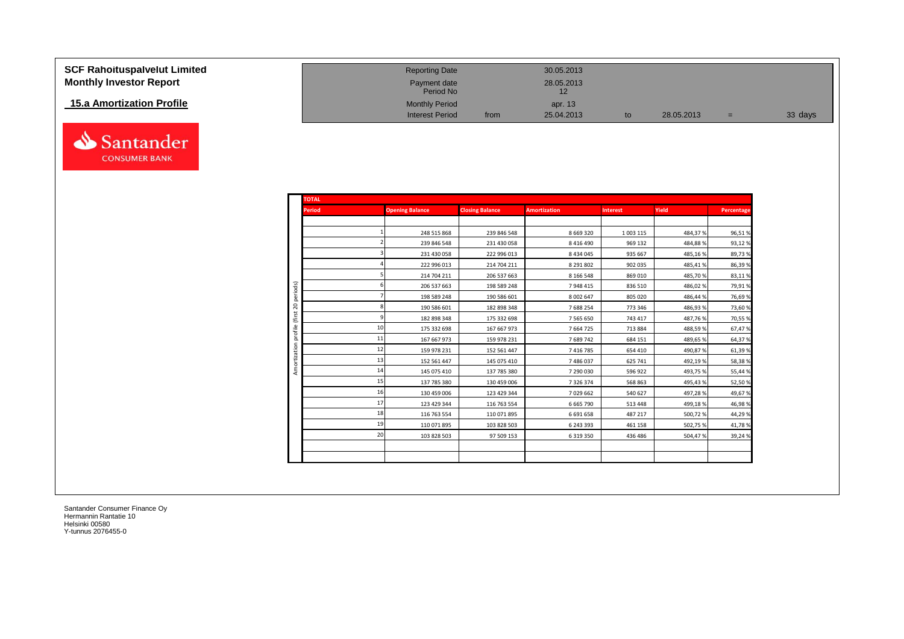# SCF Rahoituspalvelut Limited
## Monthly Investor Report

### 15.a Amortization Profile

| | | | | | | |
|---|---|---|---|---|---|---|
| Reporting Date | | 30.05.2013 | | | | |
| Payment date | | 28.05.2013 | | | | |
| Period No | | 12 | | | | |
| Monthly Period | | apr. 13 | | | | |
| Interest Period | from | 25.04.2013 | to | 28.05.2013 | = | 33 days |

**TOTAL**

Amortization profile (first 20 periods)

| Period | Opening Balance | Closing Balance | Amortization | Interest | Yield | Percentage |
|---|---|---|---|---|---|---|
| 1 | 248 515 868 | 239 846 548 | 8 669 320 | 1 003 115 | 484,37 % | 96,51 % |
| 2 | 239 846 548 | 231 430 058 | 8 416 490 | 969 132 | 484,88 % | 93,12 % |
| 3 | 231 430 058 | 222 996 013 | 8 434 045 | 935 667 | 485,16 % | 89,73 % |
| 4 | 222 996 013 | 214 704 211 | 8 291 802 | 902 035 | 485,41 % | 86,39 % |
| 5 | 214 704 211 | 206 537 663 | 8 166 548 | 869 010 | 485,70 % | 83,11 % |
| 6 | 206 537 663 | 198 589 248 | 7 948 415 | 836 510 | 486,02 % | 79,91 % |
| 7 | 198 589 248 | 190 586 601 | 8 002 647 | 805 020 | 486,44 % | 76,69 % |
| 8 | 190 586 601 | 182 898 348 | 7 688 254 | 773 346 | 486,93 % | 73,60 % |
| 9 | 182 898 348 | 175 332 698 | 7 565 650 | 743 417 | 487,76 % | 70,55 % |
| 10 | 175 332 698 | 167 667 973 | 7 664 725 | 713 884 | 488,59 % | 67,47 % |
| 11 | 167 667 973 | 159 978 231 | 7 689 742 | 684 151 | 489,65 % | 64,37 % |
| 12 | 159 978 231 | 152 561 447 | 7 416 785 | 654 410 | 490,87 % | 61,39 % |
| 13 | 152 561 447 | 145 075 410 | 7 486 037 | 625 741 | 492,19 % | 58,38 % |
| 14 | 145 075 410 | 137 785 380 | 7 290 030 | 596 922 | 493,75 % | 55,44 % |
| 15 | 137 785 380 | 130 459 006 | 7 326 374 | 568 863 | 495,43 % | 52,50 % |
| 16 | 130 459 006 | 123 429 344 | 7 029 662 | 540 627 | 497,28 % | 49,67 % |
| 17 | 123 429 344 | 116 763 554 | 6 665 790 | 513 448 | 499,18 % | 46,98 % |
| 18 | 116 763 554 | 110 071 895 | 6 691 658 | 487 217 | 500,72 % | 44,29 % |
| 19 | 110 071 895 | 103 828 503 | 6 243 393 | 461 158 | 502,75 % | 41,78 % |
| 20 | 103 828 503 | 97 509 153 | 6 319 350 | 436 486 | 504,47 % | 39,24 % |

Santander Consumer Finance Oy
Hermannin Rantatie 10
Helsinki 00580
Y-tunnus 2076455-0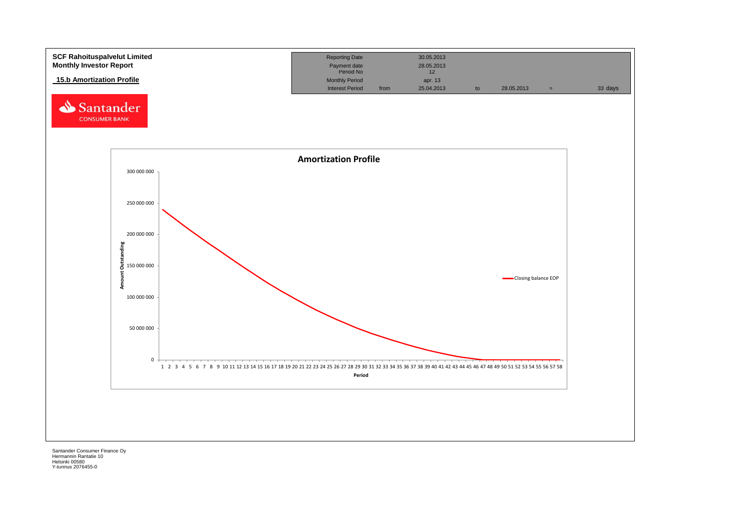**SCF Rahoituspalvelut Limited**
**Monthly Investor Report**

**15.b Amortization Profile**

| Reporting Date | | 30.05.2013 | | | | |
|---|---|---|---|---|---|---|
| Payment date | | 28.05.2013 | | | | |
| Period No | | 12 | | | | |
| Monthly Period | | apr. 13 | | | | |
| Interest Period | from | 25.04.2013 | to | 28.05.2013 | = | 33 days |

**Amortization Profile**

Amount Outstanding (0 – 300 000 000) by Period (1–58)

Closing balance EOP

Santander Consumer Finance Oy
Hermannin Rantatie 10
Helsinki 00580
Y-tunnus 2076455-0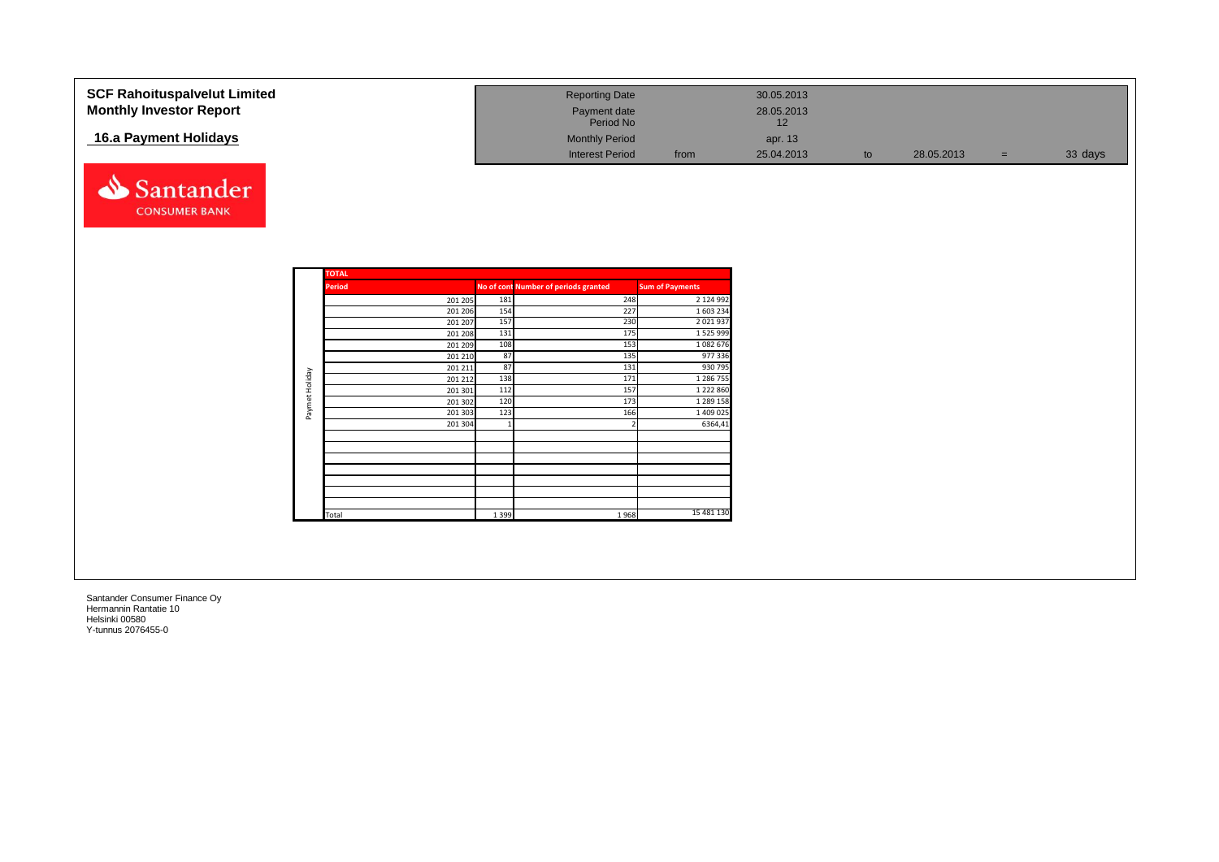**SCF Rahoituspalvelut Limited**
**Monthly Investor Report**

**16.a Payment Holidays**

| | | | | | | | |
|---|---|---|---|---|---|---|---|
| Reporting Date | | 30.05.2013 | | | | |
| Payment date | | 28.05.2013 | | | | |
| Period No | | 12 | | | | |
| Monthly Period | | apr. 13 | | | | |
| Interest Period | from | 25.04.2013 | to | 28.05.2013 | = | 33 days |

**TOTAL**

| | Period | No of cont | Number of periods granted | Sum of Payments |
|---|---|---|---|---|
| Paymet Holiday | 201 205 | 181 | 248 | 2 124 992 |
| | 201 206 | 154 | 227 | 1 603 234 |
| | 201 207 | 157 | 230 | 2 021 937 |
| | 201 208 | 131 | 175 | 1 525 999 |
| | 201 209 | 108 | 153 | 1 082 676 |
| | 201 210 | 87 | 135 | 977 336 |
| | 201 211 | 87 | 131 | 930 795 |
| | 201 212 | 138 | 171 | 1 286 755 |
| | 201 301 | 112 | 157 | 1 222 860 |
| | 201 302 | 120 | 173 | 1 289 158 |
| | 201 303 | 123 | 166 | 1 409 025 |
| | 201 304 | 1 | 2 | 6364,41 |
| | Total | 1 399 | 1 968 | 15 481 130 |

Santander Consumer Finance Oy
Hermannin Rantatie 10
Helsinki 00580
Y-tunnus 2076455-0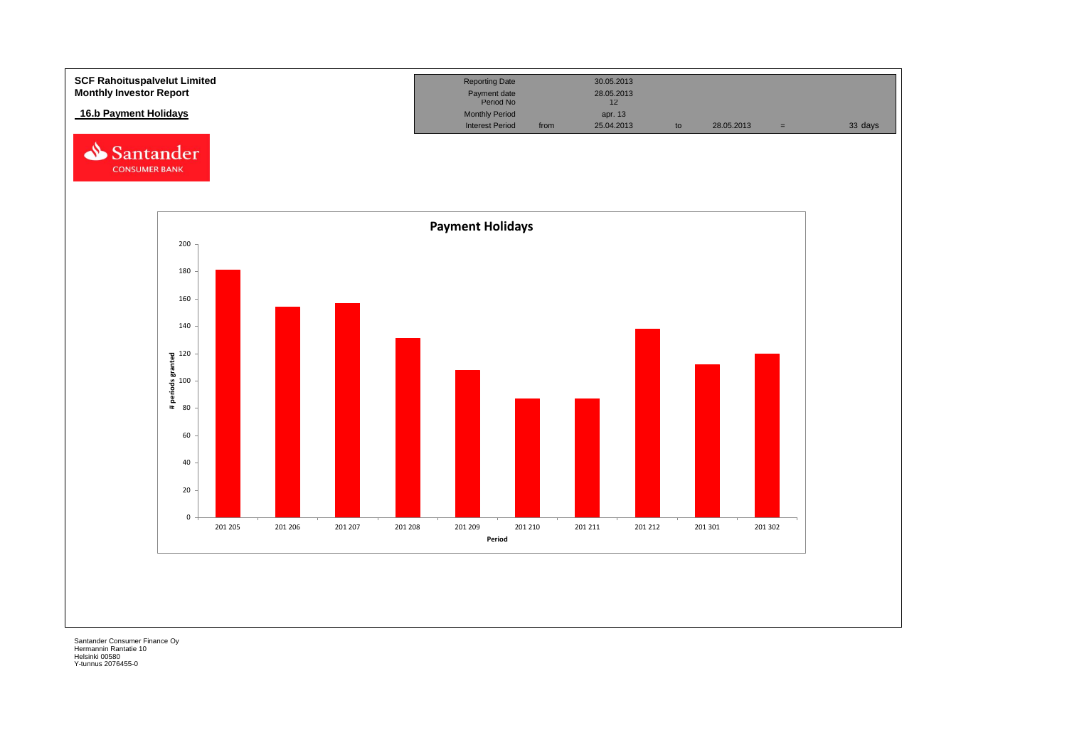**SCF Rahoituspalvelut Limited**
**Monthly Investor Report**

## 16.b Payment Holidays

Santander CONSUMER BANK

| | | | | | | |
|---|---|---|---|---|---|---|
| Reporting Date | | 30.05.2013 | | | | |
| Payment date | | 28.05.2013 | | | | |
| Period No | | 12 | | | | |
| Monthly Period | | apr. 13 | | | | |
| Interest Period | from | 25.04.2013 | to | 28.05.2013 | = | 33 days |

**Payment Holidays**

| Period | # periods granted |
|---|---|
| 201 205 | 181 |
| 201 206 | 154 |
| 201 207 | 157 |
| 201 208 | 131 |
| 201 209 | 108 |
| 201 210 | 87 |
| 201 211 | 87 |
| 201 212 | 138 |
| 201 301 | 112 |
| 201 302 | 120 |

Santander Consumer Finance Oy
Hermannin Rantatie 10
Helsinki 00580
Y-tunnus 2076455-0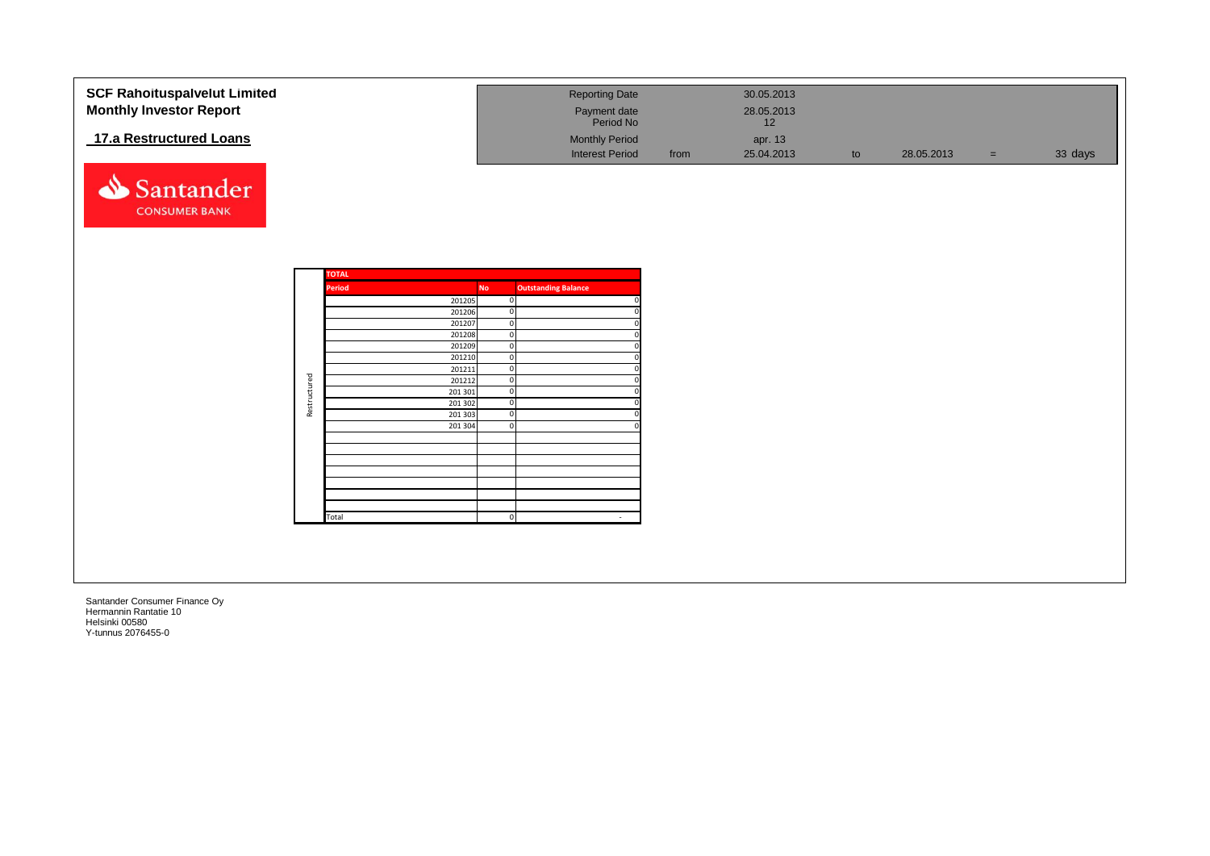# SCF Rahoituspalvelut Limited
## Monthly Investor Report

### 17.a Restructured Loans

| | | | | | |
|---|---|---|---|---|---|
| Reporting Date | | 30.05.2013 | | | |
| Payment date | | 28.05.2013 | | | |
| Period No | | 12 | | | |
| Monthly Period | | apr. 13 | | | |
| Interest Period | from | 25.04.2013 | to | 28.05.2013 | = 33 days |

**TOTAL**

| | Period | No | Outstanding Balance |
|---|---|---|---|
| Restructured | 201205 | 0 | 0 |
| | 201206 | 0 | 0 |
| | 201207 | 0 | 0 |
| | 201208 | 0 | 0 |
| | 201209 | 0 | 0 |
| | 201210 | 0 | 0 |
| | 201211 | 0 | 0 |
| | 201212 | 0 | 0 |
| | 201 301 | 0 | 0 |
| | 201 302 | 0 | 0 |
| | 201 303 | 0 | 0 |
| | 201 304 | 0 | 0 |
| | | | |
| | | | |
| | | | |
| | | | |
| | | | |
| | | | |
| | | | |
| | Total | 0 | - |

Santander Consumer Finance Oy
Hermannin Rantatie 10
Helsinki 00580
Y-tunnus 2076455-0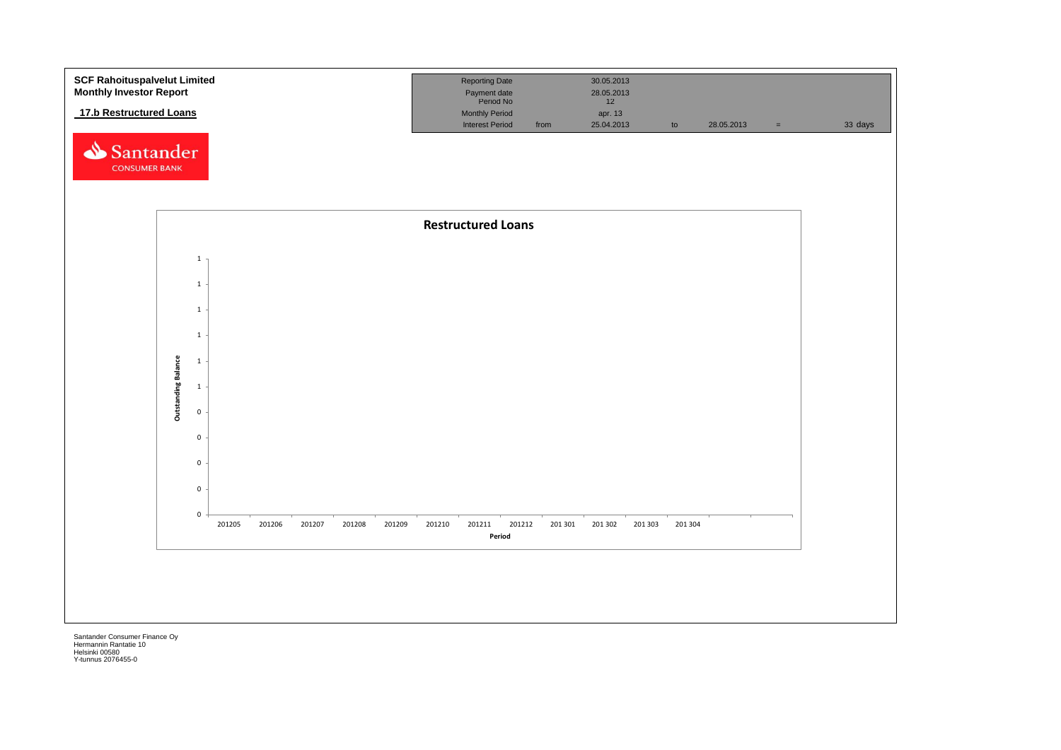**SCF Rahoituspalvelut Limited**
**Monthly Investor Report**

**17.b Restructured Loans**

Santander
CONSUMER BANK

| | | | | | | |
|---|---|---|---|---|---|---|
| Reporting Date | | 30.05.2013 | | | | |
| Payment date | | 28.05.2013 | | | | |
| Period No | | 12 | | | | |
| Monthly Period | | apr. 13 | | | | |
| Interest Period | from | 25.04.2013 | to | 28.05.2013 | = | 33 days |

**Restructured Loans**

Outstanding Balance

| 1 |
|---|
| 1 |
| 1 |
| 1 |
| 1 |
| 1 |
| 0 |
| 0 |
| 0 |
| 0 |
| 0 |

| 201205 | 201206 | 201207 | 201208 | 201209 | 201210 | 201211 | 201212 | 201 301 | 201 302 | 201 303 | 201 304 |
|---|---|---|---|---|---|---|---|---|---|---|---|

**Period**

Santander Consumer Finance Oy
Hermannin Rantatie 10
Helsinki 00580
Y-tunnus 2076455-0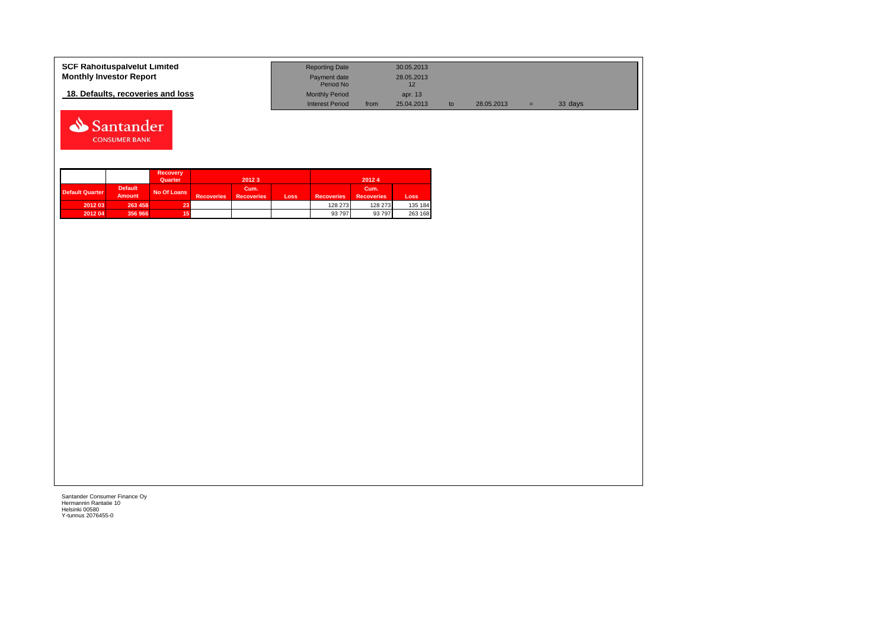**SCF Rahoituspalvelut Limited**
**Monthly Investor Report**

**18. Defaults, recoveries and loss**

| | | | | | | | |
|---|---|---|---|---|---|---|---|
| Reporting Date | | 30.05.2013 | | | | | |
| Payment date | | 28.05.2013 | | | | | |
| Period No | | 12 | | | | | |
| Monthly Period | | apr. 13 | | | | | |
| Interest Period | from | 25.04.2013 | to | 28.05.2013 | = | 33 | days |

| | | Recovery Quarter | 2012 3 | | | 2012 4 | | |
|---|---|---|---|---|---|---|---|---|
| Default Quarter | Default Amount | No Of Loans | Recoveries | Cum. Recoveries | Loss | Recoveries | Cum. Recoveries | Loss |
| 2012 03 | 263 458 | 23 | | | | 128 273 | 128 273 | 135 184 |
| 2012 04 | 356 966 | 15 | | | | 93 797 | 93 797 | 263 168 |

Santander Consumer Finance Oy
Hermannin Rantatie 10
Helsinki 00580
Y-tunnus 2076455-0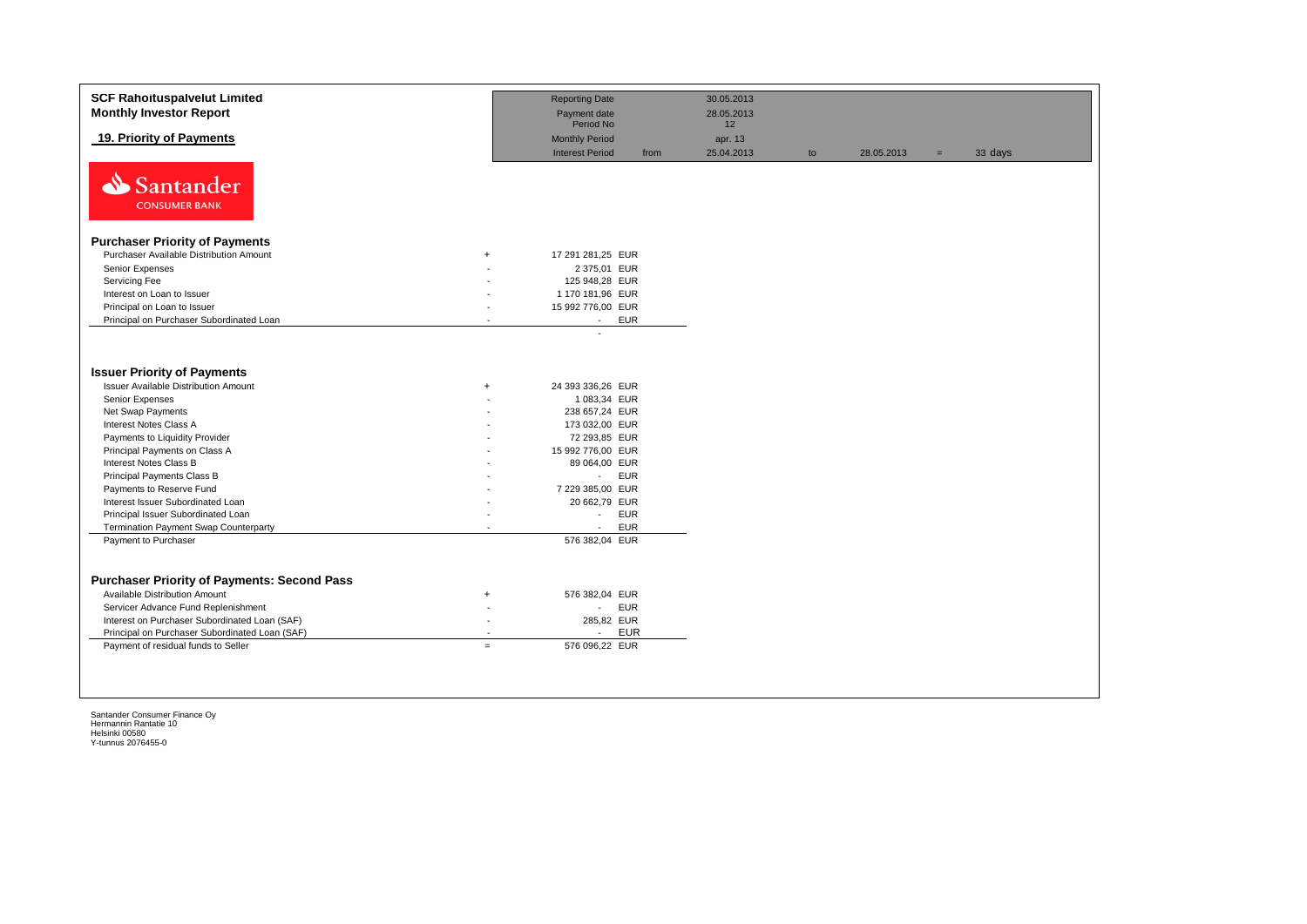**SCF Rahoituspalvelut Limited**
**Monthly Investor Report**

## 19. Priority of Payments

| | | | | | | | |
|---|---|---|---|---|---|---|---|
| Reporting Date | | 30.05.2013 | | | | | |
| Payment date | | 28.05.2013 | | | | | |
| Period No | | 12 | | | | | |
| Monthly Period | | apr. 13 | | | | | |
| Interest Period | from | 25.04.2013 | to | 28.05.2013 | = | 33 | days |

Santander CONSUMER BANK

### Purchaser Priority of Payments

| | | | |
|---|---|---|---|
| Purchaser Available Distribution Amount | + | 17 291 281,25 | EUR |
| Senior Expenses | - | 2 375,01 | EUR |
| Servicing Fee | - | 125 948,28 | EUR |
| Interest on Loan to Issuer | - | 1 170 181,96 | EUR |
| Principal on Loan to Issuer | - | 15 992 776,00 | EUR |
| Principal on Purchaser Subordinated Loan | - | - | EUR |
| | | - | |

### Issuer Priority of Payments

| | | | |
|---|---|---|---|
| Issuer Available Distribution Amount | + | 24 393 336,26 | EUR |
| Senior Expenses | - | 1 083,34 | EUR |
| Net Swap Payments | - | 238 657,24 | EUR |
| Interest Notes Class A | - | 173 032,00 | EUR |
| Payments to Liquidity Provider | - | 72 293,85 | EUR |
| Principal Payments on Class A | - | 15 992 776,00 | EUR |
| Interest Notes Class B | - | 89 064,00 | EUR |
| Principal Payments Class B | - | - | EUR |
| Payments to Reserve Fund | - | 7 229 385,00 | EUR |
| Interest Issuer Subordinated Loan | - | 20 662,79 | EUR |
| Principal Issuer Subordinated Loan | - | - | EUR |
| Termination Payment Swap Counterparty | - | - | EUR |
| Payment to Purchaser | | 576 382,04 | EUR |

### Purchaser Priority of Payments: Second Pass

| | | | |
|---|---|---|---|
| Available Distribution Amount | + | 576 382,04 | EUR |
| Servicer Advance Fund Replenishment | - | - | EUR |
| Interest on Purchaser Subordinated Loan (SAF) | - | 285,82 | EUR |
| Principal on Purchaser Subordinated Loan (SAF) | - | - | EUR |
| Payment of residual funds to Seller | = | 576 096,22 | EUR |

Santander Consumer Finance Oy
Hermannin Rantatie 10
Helsinki 00580
Y-tunnus 2076455-0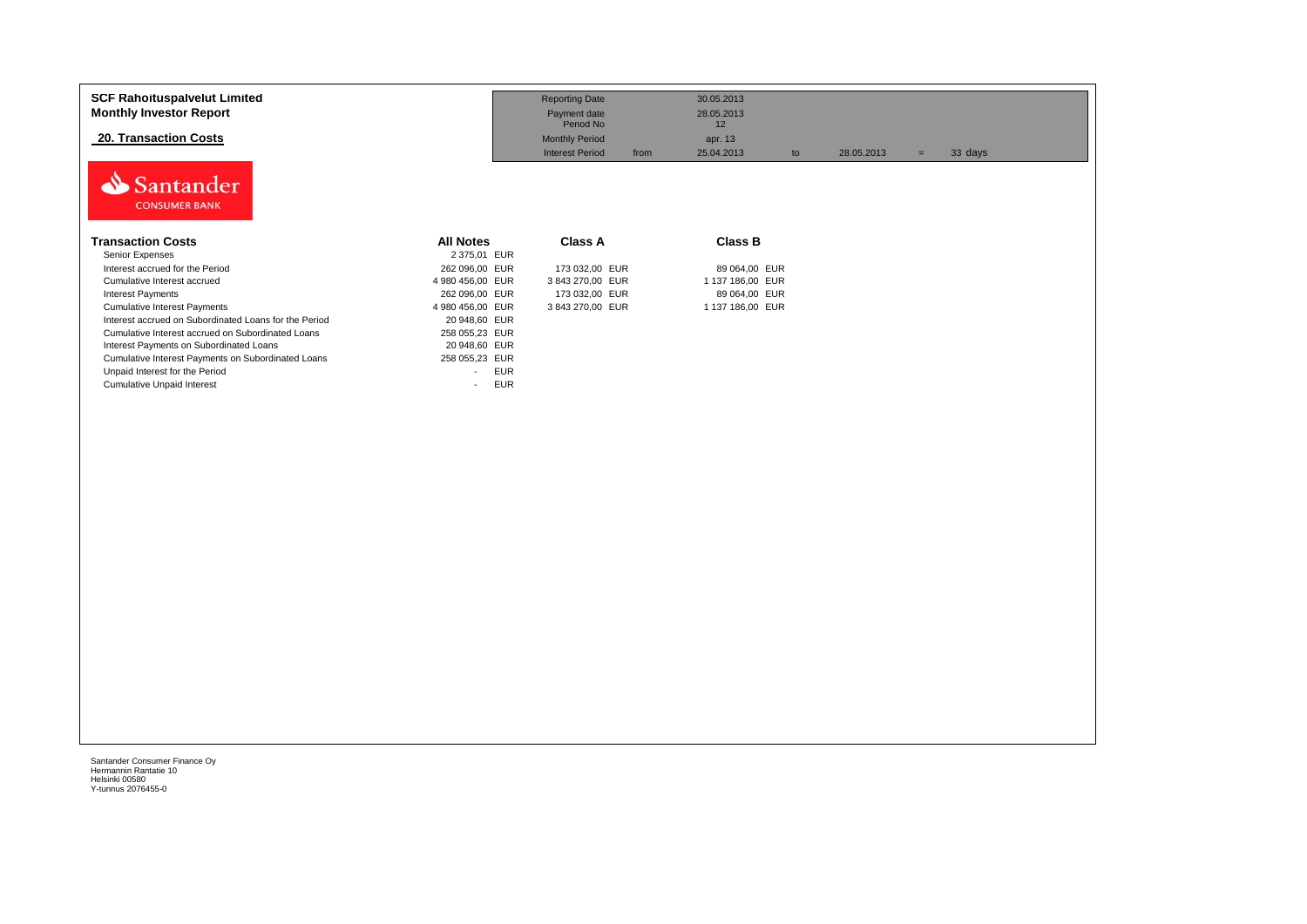**SCF Rahoituspalvelut Limited**
**Monthly Investor Report**

## 20. Transaction Costs

| | | | | | | |
|---|---|---|---|---|---|---|
| Reporting Date | | 30.05.2013 | | | | |
| Payment date | | 28.05.2013 | | | | |
| Period No | | 12 | | | | |
| Monthly Period | | apr. 13 | | | | |
| Interest Period | from | 25.04.2013 | to | 28.05.2013 | = | 33 days |

Santander CONSUMER BANK

| Transaction Costs | All Notes | Class A | Class B |
|---|---|---|---|
| Senior Expenses | 2 375,01 EUR | | |
| Interest accrued for the Period | 262 096,00 EUR | 173 032,00 EUR | 89 064,00 EUR |
| Cumulative Interest accrued | 4 980 456,00 EUR | 3 843 270,00 EUR | 1 137 186,00 EUR |
| Interest Payments | 262 096,00 EUR | 173 032,00 EUR | 89 064,00 EUR |
| Cumulative Interest Payments | 4 980 456,00 EUR | 3 843 270,00 EUR | 1 137 186,00 EUR |
| Interest accrued on Subordinated Loans for the Period | 20 948,60 EUR | | |
| Cumulative Interest accrued on Subordinated Loans | 258 055,23 EUR | | |
| Interest Payments on Subordinated Loans | 20 948,60 EUR | | |
| Cumulative Interest Payments on Subordinated Loans | 258 055,23 EUR | | |
| Unpaid Interest for the Period | - EUR | | |
| Cumulative Unpaid Interest | - EUR | | |

Santander Consumer Finance Oy
Hermannin Rantatie 10
Helsinki 00580
Y-tunnus 2076455-0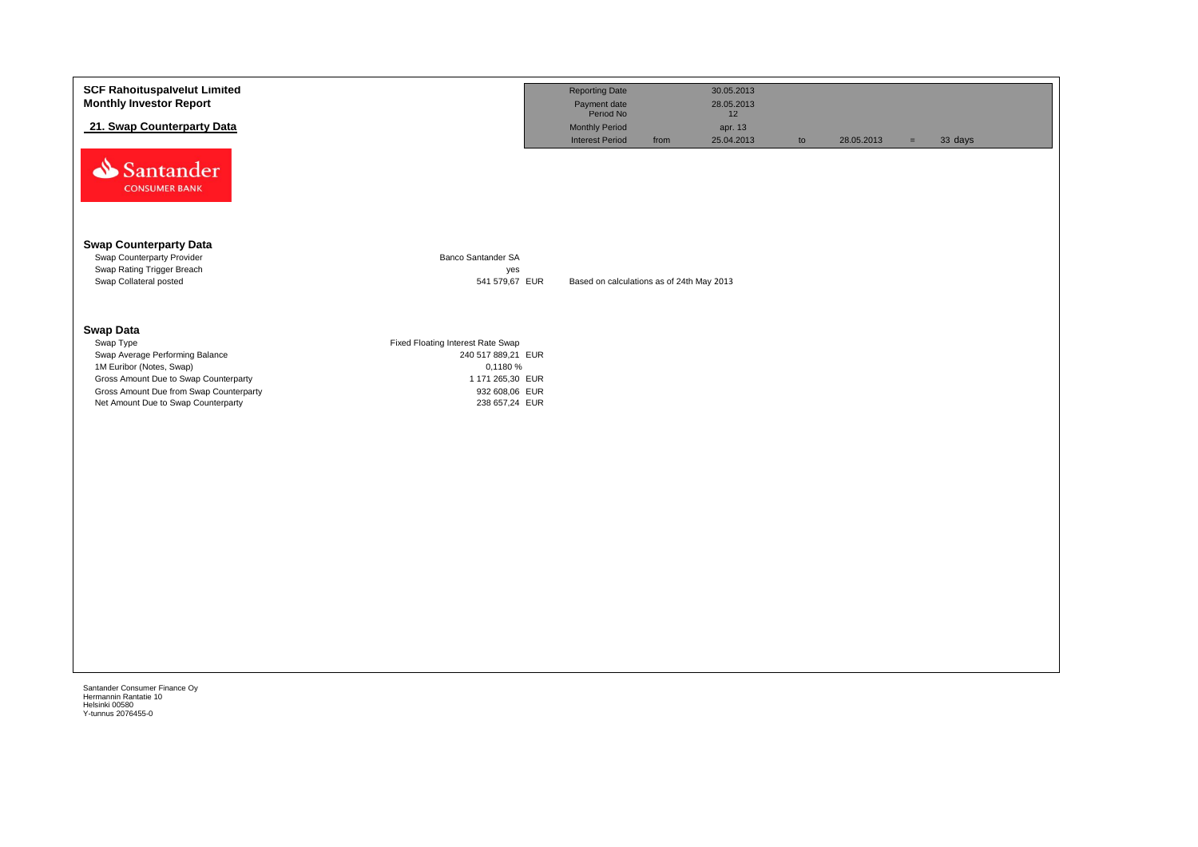**SCF Rahoituspalvelut Limited**
**Monthly Investor Report**

## 21. Swap Counterparty Data

| | | | | | | | |
|---|---|---|---|---|---|---|---|
| Reporting Date | | 30.05.2013 | | | | | |
| Payment date | | 28.05.2013 | | | | | |
| Period No | | 12 | | | | | |
| Monthly Period | | apr. 13 | | | | | |
| Interest Period | from | 25.04.2013 | to | 28.05.2013 | = | 33 | days |

### Swap Counterparty Data

| | | |
|---|---|---|
| Swap Counterparty Provider | Banco Santander SA | |
| Swap Rating Trigger Breach | yes | |
| Swap Collateral posted | 541 579,67 EUR | Based on calculations as of 24th May 2013 |

### Swap Data

| | |
|---|---|
| Swap Type | Fixed Floating Interest Rate Swap |
| Swap Average Performing Balance | 240 517 889,21 EUR |
| 1M Euribor (Notes, Swap) | 0,1180 % |
| Gross Amount Due to Swap Counterparty | 1 171 265,30 EUR |
| Gross Amount Due from Swap Counterparty | 932 608,06 EUR |
| Net Amount Due to Swap Counterparty | 238 657,24 EUR |

Santander Consumer Finance Oy
Hermannin Rantatie 10
Helsinki 00580
Y-tunnus 2076455-0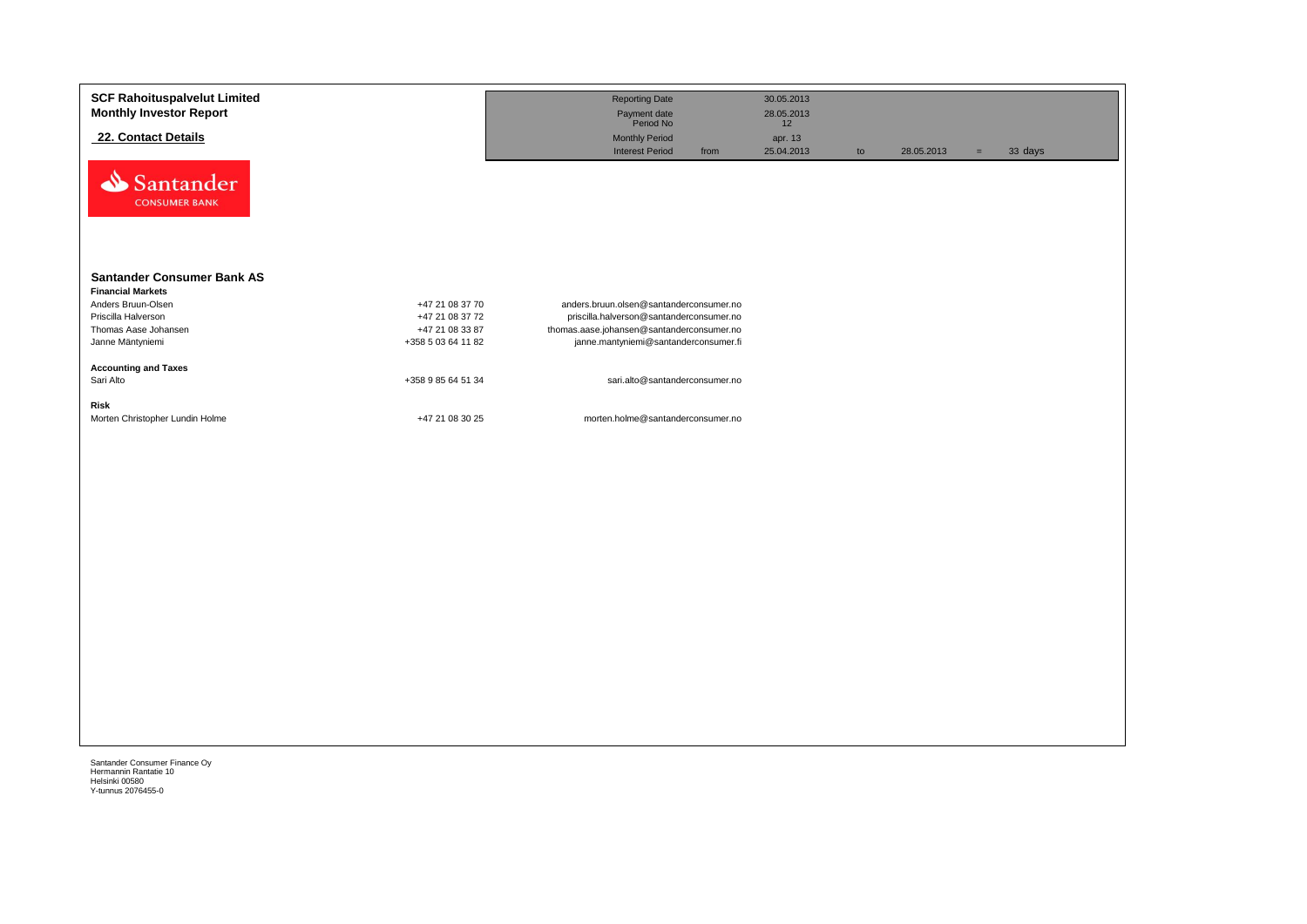**SCF Rahoituspalvelut Limited**
**Monthly Investor Report**

## 22. Contact Details

| | | | | | | | |
|---|---|---|---|---|---|---|---|
| Reporting Date | | 30.05.2013 | | | | |
| Payment date | | 28.05.2013 | | | | |
| Period No | | 12 | | | | |
| Monthly Period | | apr. 13 | | | | |
| Interest Period | from | 25.04.2013 | to | 28.05.2013 | = | 33 days |

Santander CONSUMER BANK

### Santander Consumer Bank AS

**Financial Markets**

| | | |
|---|---|---|
| Anders Bruun-Olsen | +47 21 08 37 70 | anders.bruun.olsen@santanderconsumer.no |
| Priscilla Halverson | +47 21 08 37 72 | priscilla.halverson@santanderconsumer.no |
| Thomas Aase Johansen | +47 21 08 33 87 | thomas.aase.johansen@santanderconsumer.no |
| Janne Mäntyniemi | +358 5 03 64 11 82 | janne.mantyniemi@santanderconsumer.fi |

**Accounting and Taxes**

| | | |
|---|---|---|
| Sari Alto | +358 9 85 64 51 34 | sari.alto@santanderconsumer.no |

**Risk**

| | | |
|---|---|---|
| Morten Christopher Lundin Holme | +47 21 08 30 25 | morten.holme@santanderconsumer.no |

Santander Consumer Finance Oy
Hermannin Rantatie 10
Helsinki 00580
Y-tunnus 2076455-0